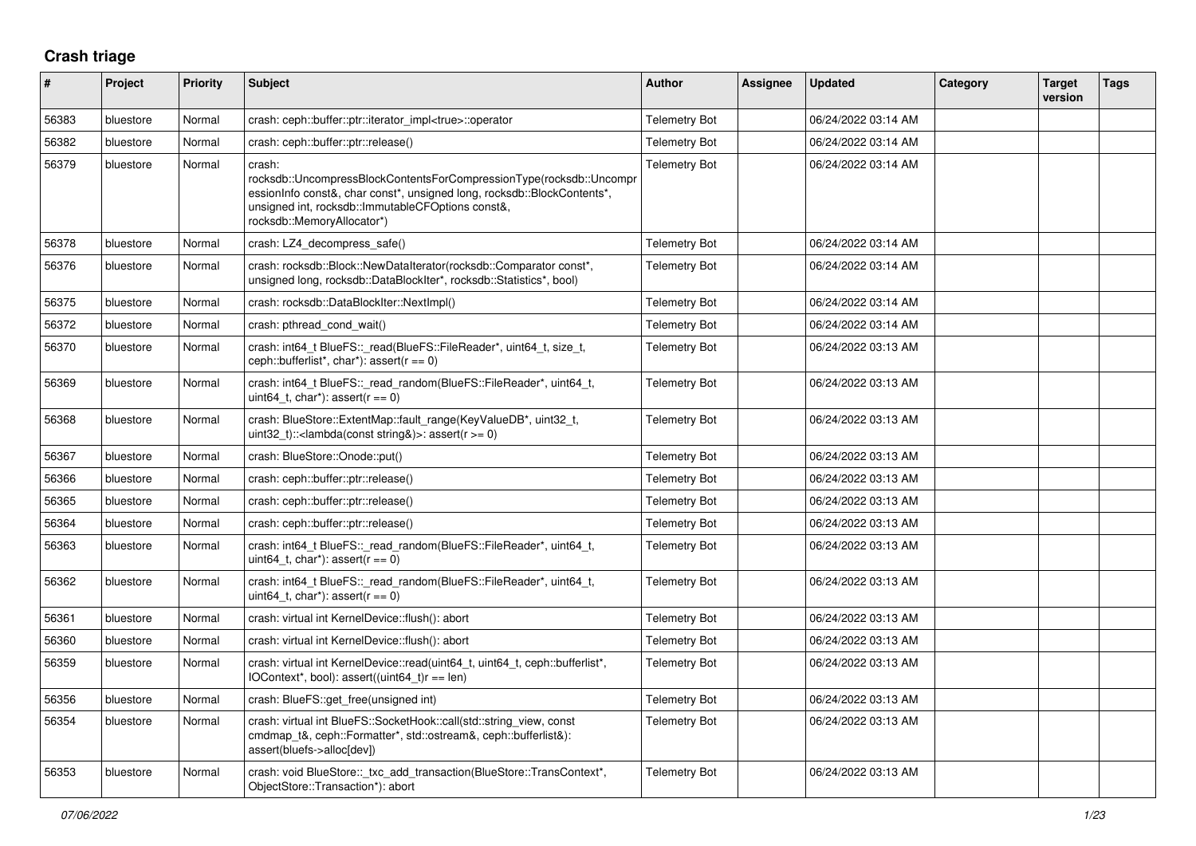## Crash triage

| # | Project | Priority | Subject | Author | Assignee | Updated | Category | Target version | Tags |
|---|---|---|---|---|---|---|---|---|---|
| 56383 | bluestore | Normal | crash: ceph::buffer::ptr::iterator_impl<true>::operator | Telemetry Bot | | 06/24/2022 03:14 AM | | | |
| 56382 | bluestore | Normal | crash: ceph::buffer::ptr::release() | Telemetry Bot | | 06/24/2022 03:14 AM | | | |
| 56379 | bluestore | Normal | crash: rocksdb::UncompressBlockContentsForCompressionType(rocksdb::UncompressionInfo const&, char const*, unsigned long, rocksdb::BlockContents*, unsigned int, rocksdb::ImmutableCFOptions const&, rocksdb::MemoryAllocator*) | Telemetry Bot | | 06/24/2022 03:14 AM | | | |
| 56378 | bluestore | Normal | crash: LZ4_decompress_safe() | Telemetry Bot | | 06/24/2022 03:14 AM | | | |
| 56376 | bluestore | Normal | crash: rocksdb::Block::NewDataIterator(rocksdb::Comparator const*, unsigned long, rocksdb::DataBlockIter*, rocksdb::Statistics*, bool) | Telemetry Bot | | 06/24/2022 03:14 AM | | | |
| 56375 | bluestore | Normal | crash: rocksdb::DataBlockIter::NextImpl() | Telemetry Bot | | 06/24/2022 03:14 AM | | | |
| 56372 | bluestore | Normal | crash: pthread_cond_wait() | Telemetry Bot | | 06/24/2022 03:14 AM | | | |
| 56370 | bluestore | Normal | crash: int64_t BlueFS::_read(BlueFS::FileReader*, uint64_t, size_t, ceph::bufferlist*, char*): assert(r == 0) | Telemetry Bot | | 06/24/2022 03:13 AM | | | |
| 56369 | bluestore | Normal | crash: int64_t BlueFS::_read_random(BlueFS::FileReader*, uint64_t, uint64_t, char*): assert(r == 0) | Telemetry Bot | | 06/24/2022 03:13 AM | | | |
| 56368 | bluestore | Normal | crash: BlueStore::ExtentMap::fault_range(KeyValueDB*, uint32_t, uint32_t)::<lambda(const string&)>: assert(r >= 0) | Telemetry Bot | | 06/24/2022 03:13 AM | | | |
| 56367 | bluestore | Normal | crash: BlueStore::Onode::put() | Telemetry Bot | | 06/24/2022 03:13 AM | | | |
| 56366 | bluestore | Normal | crash: ceph::buffer::ptr::release() | Telemetry Bot | | 06/24/2022 03:13 AM | | | |
| 56365 | bluestore | Normal | crash: ceph::buffer::ptr::release() | Telemetry Bot | | 06/24/2022 03:13 AM | | | |
| 56364 | bluestore | Normal | crash: ceph::buffer::ptr::release() | Telemetry Bot | | 06/24/2022 03:13 AM | | | |
| 56363 | bluestore | Normal | crash: int64_t BlueFS::_read_random(BlueFS::FileReader*, uint64_t, uint64_t, char*): assert(r == 0) | Telemetry Bot | | 06/24/2022 03:13 AM | | | |
| 56362 | bluestore | Normal | crash: int64_t BlueFS::_read_random(BlueFS::FileReader*, uint64_t, uint64_t, char*): assert(r == 0) | Telemetry Bot | | 06/24/2022 03:13 AM | | | |
| 56361 | bluestore | Normal | crash: virtual int KernelDevice::flush(): abort | Telemetry Bot | | 06/24/2022 03:13 AM | | | |
| 56360 | bluestore | Normal | crash: virtual int KernelDevice::flush(): abort | Telemetry Bot | | 06/24/2022 03:13 AM | | | |
| 56359 | bluestore | Normal | crash: virtual int KernelDevice::read(uint64_t, uint64_t, ceph::bufferlist*, IOContext*, bool): assert((uint64_t)r == len) | Telemetry Bot | | 06/24/2022 03:13 AM | | | |
| 56356 | bluestore | Normal | crash: BlueFS::get_free(unsigned int) | Telemetry Bot | | 06/24/2022 03:13 AM | | | |
| 56354 | bluestore | Normal | crash: virtual int BlueFS::SocketHook::call(std::string_view, const cmdmap_t&, ceph::Formatter*, std::ostream&, ceph::bufferlist&): assert(bluefs->alloc[dev]) | Telemetry Bot | | 06/24/2022 03:13 AM | | | |
| 56353 | bluestore | Normal | crash: void BlueStore::_txc_add_transaction(BlueStore::TransContext*, ObjectStore::Transaction*): abort | Telemetry Bot | | 06/24/2022 03:13 AM | | | |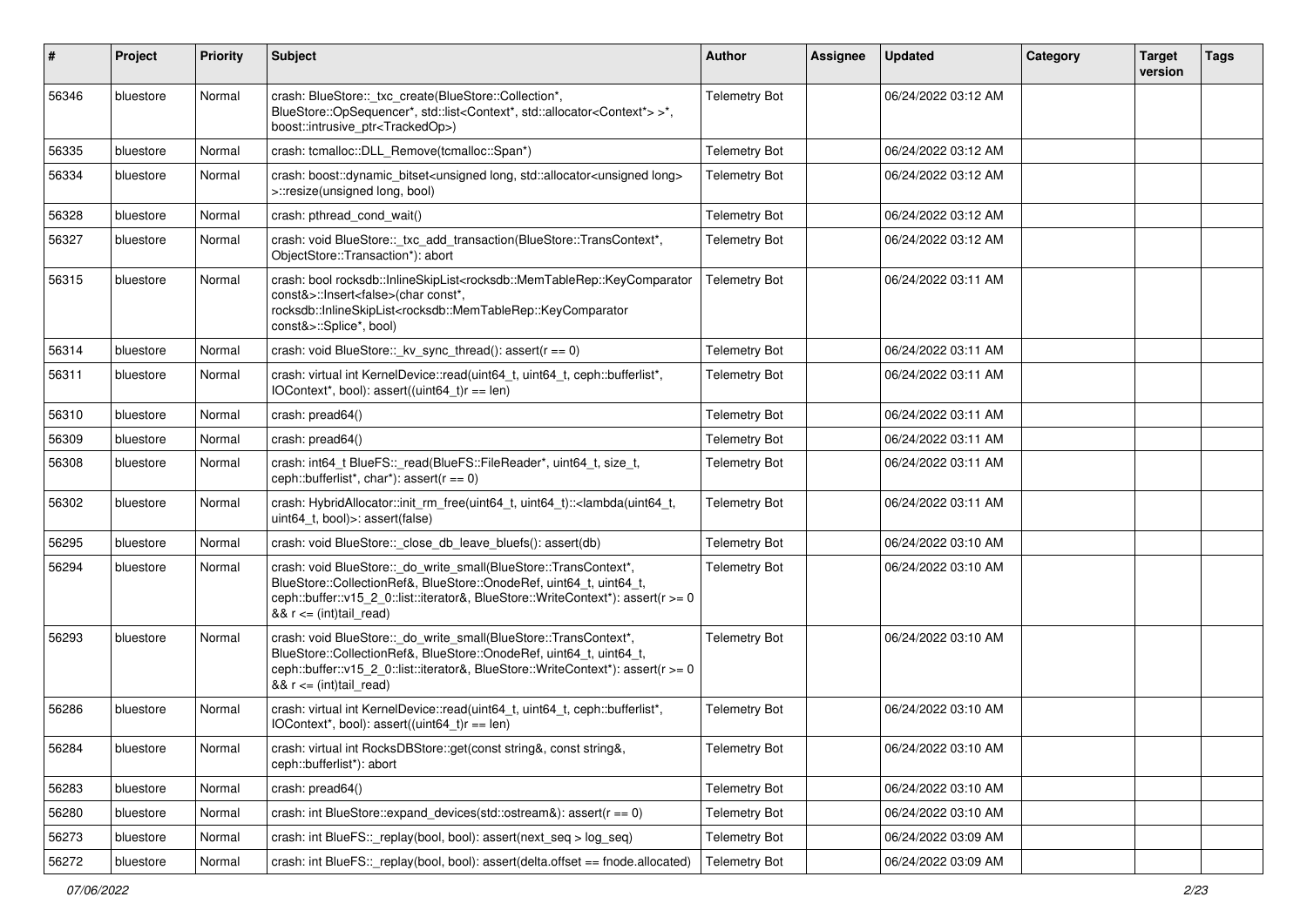| # | Project | Priority | Subject | Author | Assignee | Updated | Category | Target version | Tags |
|---|---|---|---|---|---|---|---|---|---|
| 56346 | bluestore | Normal | crash: BlueStore::_txc_create(BlueStore::Collection*, BlueStore::OpSequencer*, std::list<Context*, std::allocator<Context*> >*, boost::intrusive_ptr<TrackedOp>) | Telemetry Bot | | 06/24/2022 03:12 AM | | | |
| 56335 | bluestore | Normal | crash: tcmalloc::DLL_Remove(tcmalloc::Span*) | Telemetry Bot | | 06/24/2022 03:12 AM | | | |
| 56334 | bluestore | Normal | crash: boost::dynamic_bitset<unsigned long, std::allocator<unsigned long> >::resize(unsigned long, bool) | Telemetry Bot | | 06/24/2022 03:12 AM | | | |
| 56328 | bluestore | Normal | crash: pthread_cond_wait() | Telemetry Bot | | 06/24/2022 03:12 AM | | | |
| 56327 | bluestore | Normal | crash: void BlueStore::_txc_add_transaction(BlueStore::TransContext*, ObjectStore::Transaction*): abort | Telemetry Bot | | 06/24/2022 03:12 AM | | | |
| 56315 | bluestore | Normal | crash: bool rocksdb::InlineSkipList<rocksdb::MemTableRep::KeyComparator const&>::Insert<false>(char const*, rocksdb::InlineSkipList<rocksdb::MemTableRep::KeyComparator const&>::Splice*, bool) | Telemetry Bot | | 06/24/2022 03:11 AM | | | |
| 56314 | bluestore | Normal | crash: void BlueStore::_kv_sync_thread(): assert(r == 0) | Telemetry Bot | | 06/24/2022 03:11 AM | | | |
| 56311 | bluestore | Normal | crash: virtual int KernelDevice::read(uint64_t, uint64_t, ceph::bufferlist*, IOContext*, bool): assert((uint64_t)r == len) | Telemetry Bot | | 06/24/2022 03:11 AM | | | |
| 56310 | bluestore | Normal | crash: pread64() | Telemetry Bot | | 06/24/2022 03:11 AM | | | |
| 56309 | bluestore | Normal | crash: pread64() | Telemetry Bot | | 06/24/2022 03:11 AM | | | |
| 56308 | bluestore | Normal | crash: int64_t BlueFS::_read(BlueFS::FileReader*, uint64_t, size_t, ceph::bufferlist*, char*): assert(r == 0) | Telemetry Bot | | 06/24/2022 03:11 AM | | | |
| 56302 | bluestore | Normal | crash: HybridAllocator::init_rm_free(uint64_t, uint64_t)::<lambda(uint64_t, uint64_t, bool)>: assert(false) | Telemetry Bot | | 06/24/2022 03:11 AM | | | |
| 56295 | bluestore | Normal | crash: void BlueStore::_close_db_leave_bluefs(): assert(db) | Telemetry Bot | | 06/24/2022 03:10 AM | | | |
| 56294 | bluestore | Normal | crash: void BlueStore::_do_write_small(BlueStore::TransContext*, BlueStore::CollectionRef&, BlueStore::OnodeRef, uint64_t, uint64_t, ceph::buffer::v15_2_0::list::iterator&, BlueStore::WriteContext*): assert(r >= 0 && r <= (int)tail_read) | Telemetry Bot | | 06/24/2022 03:10 AM | | | |
| 56293 | bluestore | Normal | crash: void BlueStore::_do_write_small(BlueStore::TransContext*, BlueStore::CollectionRef&, BlueStore::OnodeRef, uint64_t, uint64_t, ceph::buffer::v15_2_0::list::iterator&, BlueStore::WriteContext*): assert(r >= 0 && r <= (int)tail_read) | Telemetry Bot | | 06/24/2022 03:10 AM | | | |
| 56286 | bluestore | Normal | crash: virtual int KernelDevice::read(uint64_t, uint64_t, ceph::bufferlist*, IOContext*, bool): assert((uint64_t)r == len) | Telemetry Bot | | 06/24/2022 03:10 AM | | | |
| 56284 | bluestore | Normal | crash: virtual int RocksDBStore::get(const string&, const string&, ceph::bufferlist*): abort | Telemetry Bot | | 06/24/2022 03:10 AM | | | |
| 56283 | bluestore | Normal | crash: pread64() | Telemetry Bot | | 06/24/2022 03:10 AM | | | |
| 56280 | bluestore | Normal | crash: int BlueStore::expand_devices(std::ostream&): assert(r == 0) | Telemetry Bot | | 06/24/2022 03:10 AM | | | |
| 56273 | bluestore | Normal | crash: int BlueFS::_replay(bool, bool): assert(next_seq > log_seq) | Telemetry Bot | | 06/24/2022 03:09 AM | | | |
| 56272 | bluestore | Normal | crash: int BlueFS::_replay(bool, bool): assert(delta.offset == fnode.allocated) | Telemetry Bot | | 06/24/2022 03:09 AM | | | |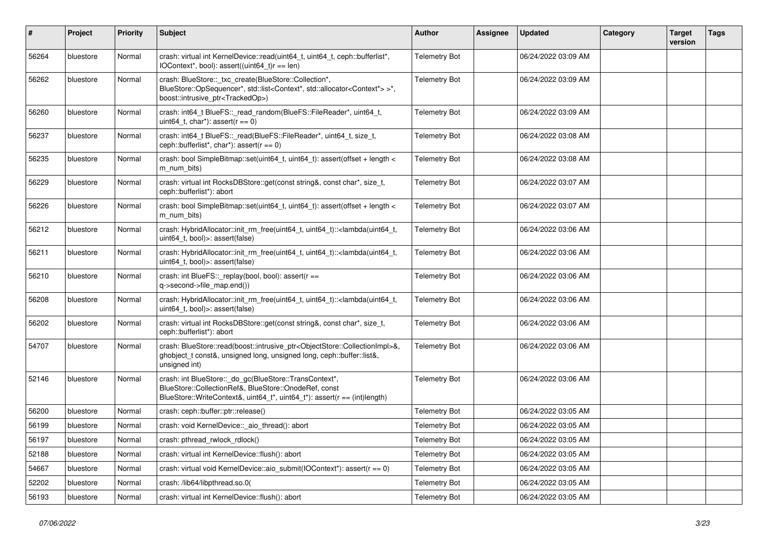| # | Project | Priority | Subject | Author | Assignee | Updated | Category | Target version | Tags |
|---|---|---|---|---|---|---|---|---|---|
| 56264 | bluestore | Normal | crash: virtual int KernelDevice::read(uint64_t, uint64_t, ceph::bufferlist*, IOContext*, bool): assert((uint64_t)r == len) | Telemetry Bot | | 06/24/2022 03:09 AM | | | |
| 56262 | bluestore | Normal | crash: BlueStore::_txc_create(BlueStore::Collection*, BlueStore::OpSequencer*, std::list<Context*, std::allocator<Context*> >*, boost::intrusive_ptr<TrackedOp>) | Telemetry Bot | | 06/24/2022 03:09 AM | | | |
| 56260 | bluestore | Normal | crash: int64_t BlueFS::_read_random(BlueFS::FileReader*, uint64_t, uint64_t, char*): assert(r == 0) | Telemetry Bot | | 06/24/2022 03:09 AM | | | |
| 56237 | bluestore | Normal | crash: int64_t BlueFS::_read(BlueFS::FileReader*, uint64_t, size_t, ceph::bufferlist*, char*): assert(r == 0) | Telemetry Bot | | 06/24/2022 03:08 AM | | | |
| 56235 | bluestore | Normal | crash: bool SimpleBitmap::set(uint64_t, uint64_t): assert(offset + length < m_num_bits) | Telemetry Bot | | 06/24/2022 03:08 AM | | | |
| 56229 | bluestore | Normal | crash: virtual int RocksDBStore::get(const string&, const char*, size_t, ceph::bufferlist*): abort | Telemetry Bot | | 06/24/2022 03:07 AM | | | |
| 56226 | bluestore | Normal | crash: bool SimpleBitmap::set(uint64_t, uint64_t): assert(offset + length < m_num_bits) | Telemetry Bot | | 06/24/2022 03:07 AM | | | |
| 56212 | bluestore | Normal | crash: HybridAllocator::init_rm_free(uint64_t, uint64_t)::<lambda(uint64_t, uint64_t, bool)>: assert(false) | Telemetry Bot | | 06/24/2022 03:06 AM | | | |
| 56211 | bluestore | Normal | crash: HybridAllocator::init_rm_free(uint64_t, uint64_t)::<lambda(uint64_t, uint64_t, bool)>: assert(false) | Telemetry Bot | | 06/24/2022 03:06 AM | | | |
| 56210 | bluestore | Normal | crash: int BlueFS::_replay(bool, bool): assert(r == q->second->file_map.end()) | Telemetry Bot | | 06/24/2022 03:06 AM | | | |
| 56208 | bluestore | Normal | crash: HybridAllocator::init_rm_free(uint64_t, uint64_t)::<lambda(uint64_t, uint64_t, bool)>: assert(false) | Telemetry Bot | | 06/24/2022 03:06 AM | | | |
| 56202 | bluestore | Normal | crash: virtual int RocksDBStore::get(const string&, const char*, size_t, ceph::bufferlist*): abort | Telemetry Bot | | 06/24/2022 03:06 AM | | | |
| 54707 | bluestore | Normal | crash: BlueStore::read(boost::intrusive_ptr<ObjectStore::CollectionImpl>&, ghobject_t const&, unsigned long, unsigned long, ceph::buffer::list&, unsigned int) | Telemetry Bot | | 06/24/2022 03:06 AM | | | |
| 52146 | bluestore | Normal | crash: int BlueStore::_do_gc(BlueStore::TransContext*, BlueStore::CollectionRef&, BlueStore::OnodeRef, const BlueStore::WriteContext&, uint64_t*, uint64_t*): assert(r == (int)length) | Telemetry Bot | | 06/24/2022 03:06 AM | | | |
| 56200 | bluestore | Normal | crash: ceph::buffer::ptr::release() | Telemetry Bot | | 06/24/2022 03:05 AM | | | |
| 56199 | bluestore | Normal | crash: void KernelDevice::_aio_thread(): abort | Telemetry Bot | | 06/24/2022 03:05 AM | | | |
| 56197 | bluestore | Normal | crash: pthread_rwlock_rdlock() | Telemetry Bot | | 06/24/2022 03:05 AM | | | |
| 52188 | bluestore | Normal | crash: virtual int KernelDevice::flush(): abort | Telemetry Bot | | 06/24/2022 03:05 AM | | | |
| 54667 | bluestore | Normal | crash: virtual void KernelDevice::aio_submit(IOContext*): assert(r == 0) | Telemetry Bot | | 06/24/2022 03:05 AM | | | |
| 52202 | bluestore | Normal | crash: /lib64/libpthread.so.0( | Telemetry Bot | | 06/24/2022 03:05 AM | | | |
| 56193 | bluestore | Normal | crash: virtual int KernelDevice::flush(): abort | Telemetry Bot | | 06/24/2022 03:05 AM | | | |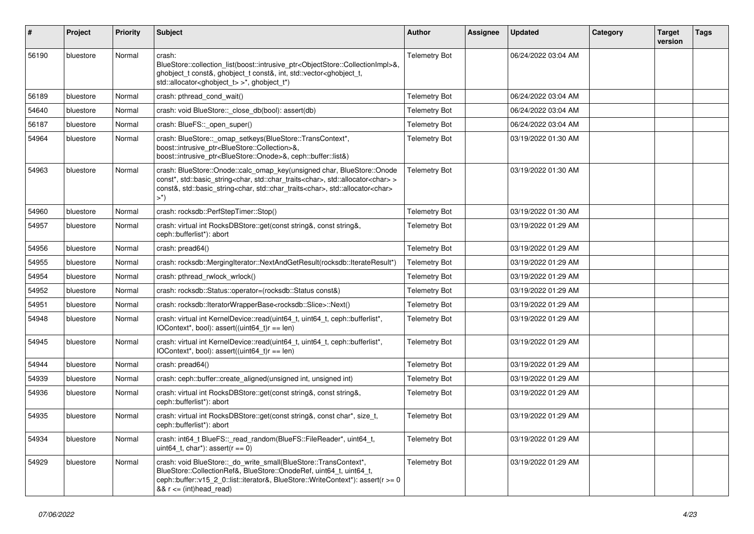| # | Project | Priority | Subject | Author | Assignee | Updated | Category | Target version | Tags |
|---|---|---|---|---|---|---|---|---|---|
| 56190 | bluestore | Normal | crash: BlueStore::collection_list(boost::intrusive_ptr<ObjectStore::CollectionImpl>&, ghobject_t const&, ghobject_t const&, int, std::vector<ghobject_t, std::allocator<ghobject_t> >*, ghobject_t*) | Telemetry Bot | | 06/24/2022 03:04 AM | | | |
| 56189 | bluestore | Normal | crash: pthread_cond_wait() | Telemetry Bot | | 06/24/2022 03:04 AM | | | |
| 54640 | bluestore | Normal | crash: void BlueStore::_close_db(bool): assert(db) | Telemetry Bot | | 06/24/2022 03:04 AM | | | |
| 56187 | bluestore | Normal | crash: BlueFS::_open_super() | Telemetry Bot | | 06/24/2022 03:04 AM | | | |
| 54964 | bluestore | Normal | crash: BlueStore::_omap_setkeys(BlueStore::TransContext*, boost::intrusive_ptr<BlueStore::Collection>&, boost::intrusive_ptr<BlueStore::Onode>&, ceph::buffer::list&) | Telemetry Bot | | 03/19/2022 01:30 AM | | | |
| 54963 | bluestore | Normal | crash: BlueStore::Onode::calc_omap_key(unsigned char, BlueStore::Onode const*, std::basic_string<char, std::char_traits<char>, std::allocator<char> > const&, std::basic_string<char, std::char_traits<char>, std::allocator<char> >*) | Telemetry Bot | | 03/19/2022 01:30 AM | | | |
| 54960 | bluestore | Normal | crash: rocksdb::PerfStepTimer::Stop() | Telemetry Bot | | 03/19/2022 01:30 AM | | | |
| 54957 | bluestore | Normal | crash: virtual int RocksDBStore::get(const string&, const string&, ceph::bufferlist*): abort | Telemetry Bot | | 03/19/2022 01:29 AM | | | |
| 54956 | bluestore | Normal | crash: pread64() | Telemetry Bot | | 03/19/2022 01:29 AM | | | |
| 54955 | bluestore | Normal | crash: rocksdb::MergingIterator::NextAndGetResult(rocksdb::IterateResult*) | Telemetry Bot | | 03/19/2022 01:29 AM | | | |
| 54954 | bluestore | Normal | crash: pthread_rwlock_wrlock() | Telemetry Bot | | 03/19/2022 01:29 AM | | | |
| 54952 | bluestore | Normal | crash: rocksdb::Status::operator=(rocksdb::Status const&) | Telemetry Bot | | 03/19/2022 01:29 AM | | | |
| 54951 | bluestore | Normal | crash: rocksdb::IteratorWrapperBase<rocksdb::Slice>::Next() | Telemetry Bot | | 03/19/2022 01:29 AM | | | |
| 54948 | bluestore | Normal | crash: virtual int KernelDevice::read(uint64_t, uint64_t, ceph::bufferlist*, IOContext*, bool): assert((uint64_t)r == len) | Telemetry Bot | | 03/19/2022 01:29 AM | | | |
| 54945 | bluestore | Normal | crash: virtual int KernelDevice::read(uint64_t, uint64_t, ceph::bufferlist*, IOContext*, bool): assert((uint64_t)r == len) | Telemetry Bot | | 03/19/2022 01:29 AM | | | |
| 54944 | bluestore | Normal | crash: pread64() | Telemetry Bot | | 03/19/2022 01:29 AM | | | |
| 54939 | bluestore | Normal | crash: ceph::buffer::create_aligned(unsigned int, unsigned int) | Telemetry Bot | | 03/19/2022 01:29 AM | | | |
| 54936 | bluestore | Normal | crash: virtual int RocksDBStore::get(const string&, const string&, ceph::bufferlist*): abort | Telemetry Bot | | 03/19/2022 01:29 AM | | | |
| 54935 | bluestore | Normal | crash: virtual int RocksDBStore::get(const string&, const char*, size_t, ceph::bufferlist*): abort | Telemetry Bot | | 03/19/2022 01:29 AM | | | |
| 54934 | bluestore | Normal | crash: int64_t BlueFS::_read_random(BlueFS::FileReader*, uint64_t, uint64_t, char*): assert(r == 0) | Telemetry Bot | | 03/19/2022 01:29 AM | | | |
| 54929 | bluestore | Normal | crash: void BlueStore::_do_write_small(BlueStore::TransContext*, BlueStore::CollectionRef&, BlueStore::OnodeRef, uint64_t, uint64_t, ceph::buffer::v15_2_0::list::iterator&, BlueStore::WriteContext*): assert(r >= 0 && r <= (int)head_read) | Telemetry Bot | | 03/19/2022 01:29 AM | | | |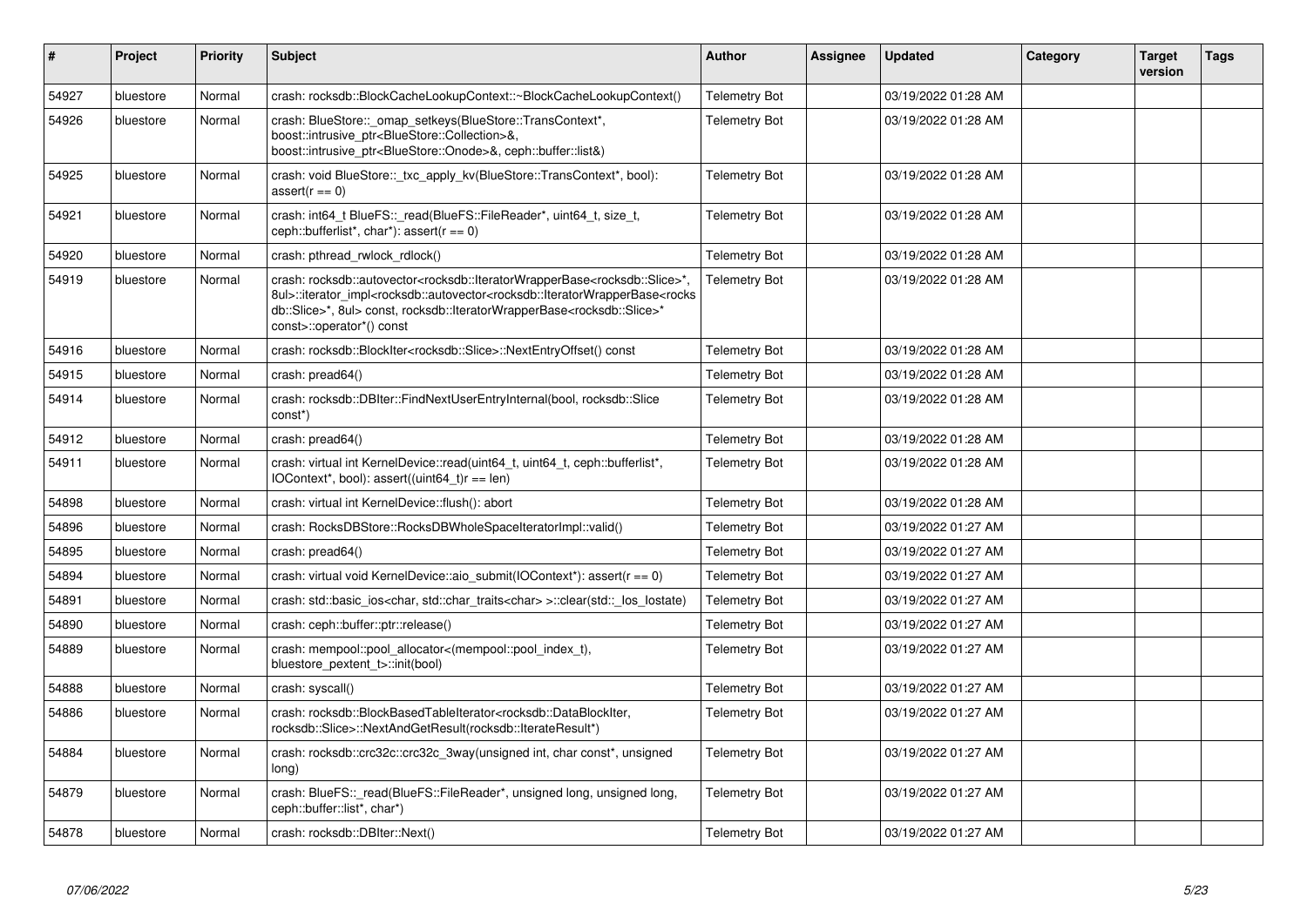| # | Project | Priority | Subject | Author | Assignee | Updated | Category | Target version | Tags |
|---|---|---|---|---|---|---|---|---|---|
| 54927 | bluestore | Normal | crash: rocksdb::BlockCacheLookupContext::~BlockCacheLookupContext() | Telemetry Bot | | 03/19/2022 01:28 AM | | | |
| 54926 | bluestore | Normal | crash: BlueStore::_omap_setkeys(BlueStore::TransContext*, boost::intrusive_ptr<BlueStore::Collection>&, boost::intrusive_ptr<BlueStore::Onode>&, ceph::buffer::list&) | Telemetry Bot | | 03/19/2022 01:28 AM | | | |
| 54925 | bluestore | Normal | crash: void BlueStore::_txc_apply_kv(BlueStore::TransContext*, bool): assert(r == 0) | Telemetry Bot | | 03/19/2022 01:28 AM | | | |
| 54921 | bluestore | Normal | crash: int64_t BlueFS::_read(BlueFS::FileReader*, uint64_t, size_t, ceph::bufferlist*, char*): assert(r == 0) | Telemetry Bot | | 03/19/2022 01:28 AM | | | |
| 54920 | bluestore | Normal | crash: pthread_rwlock_rdlock() | Telemetry Bot | | 03/19/2022 01:28 AM | | | |
| 54919 | bluestore | Normal | crash: rocksdb::autovector<rocksdb::IteratorWrapperBase<rocksdb::Slice>*, 8ul>::iterator_impl<rocksdb::autovector<rocksdb::IteratorWrapperBase<rocksdb::Slice>*, 8ul> const, rocksdb::IteratorWrapperBase<rocksdb::Slice>* const>::operator*() const | Telemetry Bot | | 03/19/2022 01:28 AM | | | |
| 54916 | bluestore | Normal | crash: rocksdb::BlockIter<rocksdb::Slice>::NextEntryOffset() const | Telemetry Bot | | 03/19/2022 01:28 AM | | | |
| 54915 | bluestore | Normal | crash: pread64() | Telemetry Bot | | 03/19/2022 01:28 AM | | | |
| 54914 | bluestore | Normal | crash: rocksdb::DBIter::FindNextUserEntryInternal(bool, rocksdb::Slice const*) | Telemetry Bot | | 03/19/2022 01:28 AM | | | |
| 54912 | bluestore | Normal | crash: pread64() | Telemetry Bot | | 03/19/2022 01:28 AM | | | |
| 54911 | bluestore | Normal | crash: virtual int KernelDevice::read(uint64_t, uint64_t, ceph::bufferlist*, IOContext*, bool): assert((uint64_t)r == len) | Telemetry Bot | | 03/19/2022 01:28 AM | | | |
| 54898 | bluestore | Normal | crash: virtual int KernelDevice::flush(): abort | Telemetry Bot | | 03/19/2022 01:28 AM | | | |
| 54896 | bluestore | Normal | crash: RocksDBStore::RocksDBWholeSpaceIteratorImpl::valid() | Telemetry Bot | | 03/19/2022 01:27 AM | | | |
| 54895 | bluestore | Normal | crash: pread64() | Telemetry Bot | | 03/19/2022 01:27 AM | | | |
| 54894 | bluestore | Normal | crash: virtual void KernelDevice::aio_submit(IOContext*): assert(r == 0) | Telemetry Bot | | 03/19/2022 01:27 AM | | | |
| 54891 | bluestore | Normal | crash: std::basic_ios<char, std::char_traits<char> >::clear(std::_Ios_Iostate) | Telemetry Bot | | 03/19/2022 01:27 AM | | | |
| 54890 | bluestore | Normal | crash: ceph::buffer::ptr::release() | Telemetry Bot | | 03/19/2022 01:27 AM | | | |
| 54889 | bluestore | Normal | crash: mempool::pool_allocator<(mempool::pool_index_t), bluestore_pextent_t>::init(bool) | Telemetry Bot | | 03/19/2022 01:27 AM | | | |
| 54888 | bluestore | Normal | crash: syscall() | Telemetry Bot | | 03/19/2022 01:27 AM | | | |
| 54886 | bluestore | Normal | crash: rocksdb::BlockBasedTableIterator<rocksdb::DataBlockIter, rocksdb::Slice>::NextAndGetResult(rocksdb::IterateResult*) | Telemetry Bot | | 03/19/2022 01:27 AM | | | |
| 54884 | bluestore | Normal | crash: rocksdb::crc32c::crc32c_3way(unsigned int, char const*, unsigned long) | Telemetry Bot | | 03/19/2022 01:27 AM | | | |
| 54879 | bluestore | Normal | crash: BlueFS::_read(BlueFS::FileReader*, unsigned long, unsigned long, ceph::buffer::list*, char*) | Telemetry Bot | | 03/19/2022 01:27 AM | | | |
| 54878 | bluestore | Normal | crash: rocksdb::DBIter::Next() | Telemetry Bot | | 03/19/2022 01:27 AM | | | |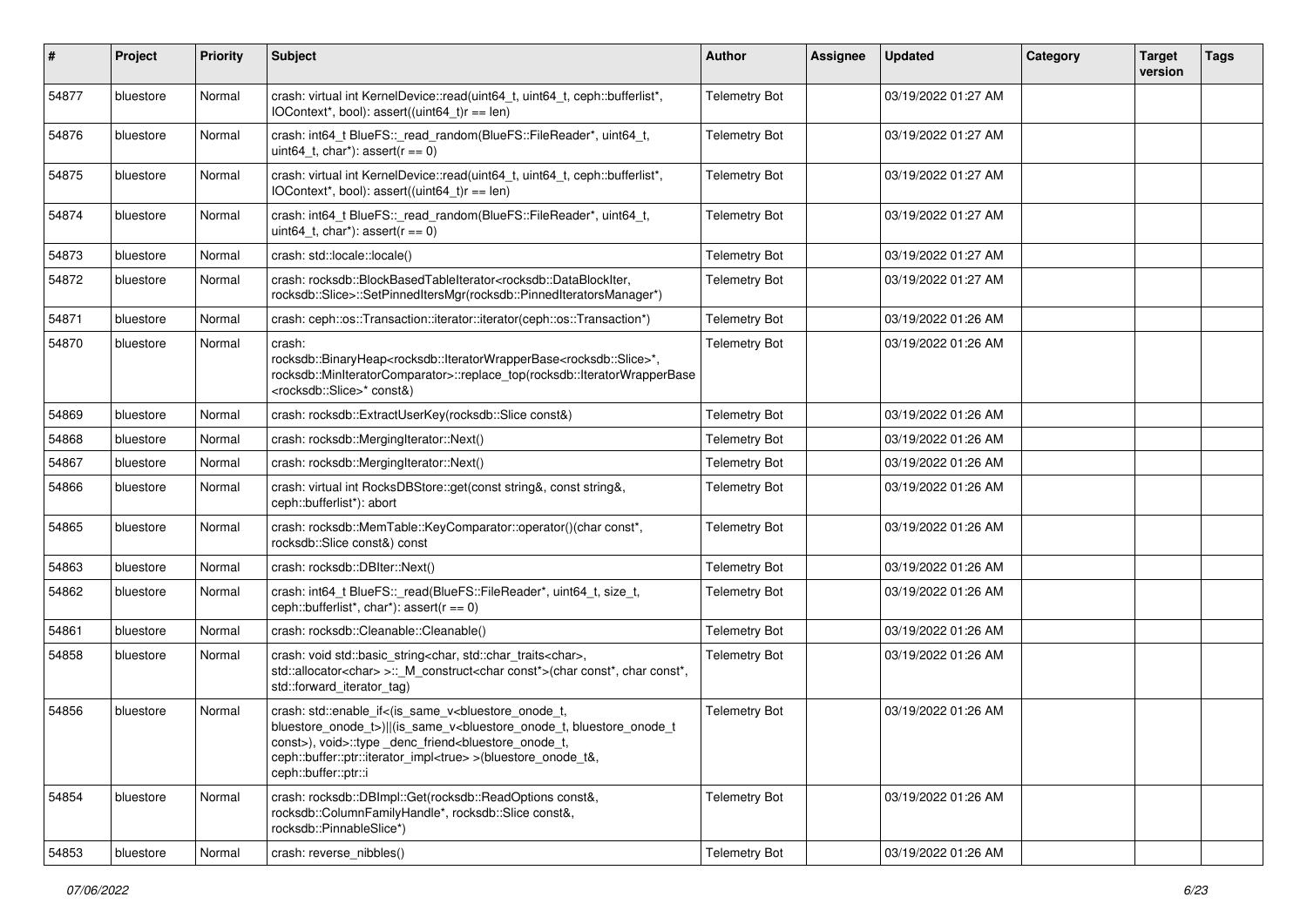| # | Project | Priority | Subject | Author | Assignee | Updated | Category | Target version | Tags |
|---|---|---|---|---|---|---|---|---|---|
| 54877 | bluestore | Normal | crash: virtual int KernelDevice::read(uint64_t, uint64_t, ceph::bufferlist*, IOContext*, bool): assert((uint64_t)r == len) | Telemetry Bot | | 03/19/2022 01:27 AM | | | |
| 54876 | bluestore | Normal | crash: int64_t BlueFS::_read_random(BlueFS::FileReader*, uint64_t, uint64_t, char*): assert(r == 0) | Telemetry Bot | | 03/19/2022 01:27 AM | | | |
| 54875 | bluestore | Normal | crash: virtual int KernelDevice::read(uint64_t, uint64_t, ceph::bufferlist*, IOContext*, bool): assert((uint64_t)r == len) | Telemetry Bot | | 03/19/2022 01:27 AM | | | |
| 54874 | bluestore | Normal | crash: int64_t BlueFS::_read_random(BlueFS::FileReader*, uint64_t, uint64_t, char*): assert(r == 0) | Telemetry Bot | | 03/19/2022 01:27 AM | | | |
| 54873 | bluestore | Normal | crash: std::locale::locale() | Telemetry Bot | | 03/19/2022 01:27 AM | | | |
| 54872 | bluestore | Normal | crash: rocksdb::BlockBasedTableIterator<rocksdb::DataBlockIter, rocksdb::Slice>::SetPinnedItersMgr(rocksdb::PinnedIteratorsManager*) | Telemetry Bot | | 03/19/2022 01:27 AM | | | |
| 54871 | bluestore | Normal | crash: ceph::os::Transaction::iterator::iterator(ceph::os::Transaction*) | Telemetry Bot | | 03/19/2022 01:26 AM | | | |
| 54870 | bluestore | Normal | crash: rocksdb::BinaryHeap<rocksdb::IteratorWrapperBase<rocksdb::Slice>*, rocksdb::MinIteratorComparator>::replace_top(rocksdb::IteratorWrapperBase<rocksdb::Slice>* const&) | Telemetry Bot | | 03/19/2022 01:26 AM | | | |
| 54869 | bluestore | Normal | crash: rocksdb::ExtractUserKey(rocksdb::Slice const&) | Telemetry Bot | | 03/19/2022 01:26 AM | | | |
| 54868 | bluestore | Normal | crash: rocksdb::MergingIterator::Next() | Telemetry Bot | | 03/19/2022 01:26 AM | | | |
| 54867 | bluestore | Normal | crash: rocksdb::MergingIterator::Next() | Telemetry Bot | | 03/19/2022 01:26 AM | | | |
| 54866 | bluestore | Normal | crash: virtual int RocksDBStore::get(const string&, const string&, ceph::bufferlist*): abort | Telemetry Bot | | 03/19/2022 01:26 AM | | | |
| 54865 | bluestore | Normal | crash: rocksdb::MemTable::KeyComparator::operator()(char const*, rocksdb::Slice const&) const | Telemetry Bot | | 03/19/2022 01:26 AM | | | |
| 54863 | bluestore | Normal | crash: rocksdb::DBIter::Next() | Telemetry Bot | | 03/19/2022 01:26 AM | | | |
| 54862 | bluestore | Normal | crash: int64_t BlueFS::_read(BlueFS::FileReader*, uint64_t, size_t, ceph::bufferlist*, char*): assert(r == 0) | Telemetry Bot | | 03/19/2022 01:26 AM | | | |
| 54861 | bluestore | Normal | crash: rocksdb::Cleanable::Cleanable() | Telemetry Bot | | 03/19/2022 01:26 AM | | | |
| 54858 | bluestore | Normal | crash: void std::basic_string<char, std::char_traits<char>, std::allocator<char> >::_M_construct<char const*>(char const*, char const*, std::forward_iterator_tag) | Telemetry Bot | | 03/19/2022 01:26 AM | | | |
| 54856 | bluestore | Normal | crash: std::enable_if<(is_same_v<bluestore_onode_t, bluestore_onode_t>)\|\|(is_same_v<bluestore_onode_t, bluestore_onode_t const>), void>::type _denc_friend<bluestore_onode_t, ceph::buffer::ptr::iterator_impl<true> >(bluestore_onode_t&, ceph::buffer::ptr::i | Telemetry Bot | | 03/19/2022 01:26 AM | | | |
| 54854 | bluestore | Normal | crash: rocksdb::DBImpl::Get(rocksdb::ReadOptions const&, rocksdb::ColumnFamilyHandle*, rocksdb::Slice const&, rocksdb::PinnableSlice*) | Telemetry Bot | | 03/19/2022 01:26 AM | | | |
| 54853 | bluestore | Normal | crash: reverse_nibbles() | Telemetry Bot | | 03/19/2022 01:26 AM | | | |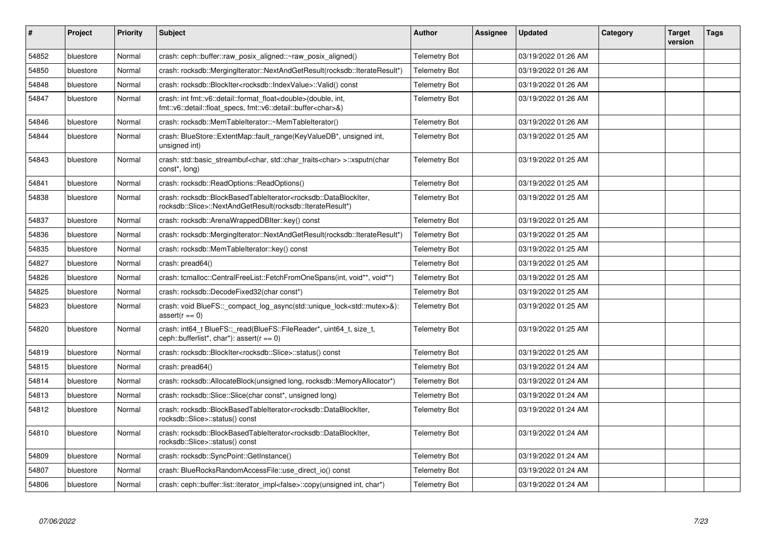| # | Project | Priority | Subject | Author | Assignee | Updated | Category | Target version | Tags |
|---|---|---|---|---|---|---|---|---|---|
| 54852 | bluestore | Normal | crash: ceph::buffer::raw_posix_aligned::~raw_posix_aligned() | Telemetry Bot | | 03/19/2022 01:26 AM | | | |
| 54850 | bluestore | Normal | crash: rocksdb::MergingIterator::NextAndGetResult(rocksdb::IterateResult*) | Telemetry Bot | | 03/19/2022 01:26 AM | | | |
| 54848 | bluestore | Normal | crash: rocksdb::BlockIter<rocksdb::IndexValue>::Valid() const | Telemetry Bot | | 03/19/2022 01:26 AM | | | |
| 54847 | bluestore | Normal | crash: int fmt::v6::detail::format_float<double>(double, int, fmt::v6::detail::float_specs, fmt::v6::detail::buffer<char>&) | Telemetry Bot | | 03/19/2022 01:26 AM | | | |
| 54846 | bluestore | Normal | crash: rocksdb::MemTableIterator::~MemTableIterator() | Telemetry Bot | | 03/19/2022 01:26 AM | | | |
| 54844 | bluestore | Normal | crash: BlueStore::ExtentMap::fault_range(KeyValueDB*, unsigned int, unsigned int) | Telemetry Bot | | 03/19/2022 01:25 AM | | | |
| 54843 | bluestore | Normal | crash: std::basic_streambuf<char, std::char_traits<char> >::xsputn(char const*, long) | Telemetry Bot | | 03/19/2022 01:25 AM | | | |
| 54841 | bluestore | Normal | crash: rocksdb::ReadOptions::ReadOptions() | Telemetry Bot | | 03/19/2022 01:25 AM | | | |
| 54838 | bluestore | Normal | crash: rocksdb::BlockBasedTableIterator<rocksdb::DataBlockIter, rocksdb::Slice>::NextAndGetResult(rocksdb::IterateResult*) | Telemetry Bot | | 03/19/2022 01:25 AM | | | |
| 54837 | bluestore | Normal | crash: rocksdb::ArenaWrappedDBIter::key() const | Telemetry Bot | | 03/19/2022 01:25 AM | | | |
| 54836 | bluestore | Normal | crash: rocksdb::MergingIterator::NextAndGetResult(rocksdb::IterateResult*) | Telemetry Bot | | 03/19/2022 01:25 AM | | | |
| 54835 | bluestore | Normal | crash: rocksdb::MemTableIterator::key() const | Telemetry Bot | | 03/19/2022 01:25 AM | | | |
| 54827 | bluestore | Normal | crash: pread64() | Telemetry Bot | | 03/19/2022 01:25 AM | | | |
| 54826 | bluestore | Normal | crash: tcmalloc::CentralFreeList::FetchFromOneSpans(int, void**, void**) | Telemetry Bot | | 03/19/2022 01:25 AM | | | |
| 54825 | bluestore | Normal | crash: rocksdb::DecodeFixed32(char const*) | Telemetry Bot | | 03/19/2022 01:25 AM | | | |
| 54823 | bluestore | Normal | crash: void BlueFS::_compact_log_async(std::unique_lock<std::mutex>&): assert(r == 0) | Telemetry Bot | | 03/19/2022 01:25 AM | | | |
| 54820 | bluestore | Normal | crash: int64_t BlueFS::_read(BlueFS::FileReader*, uint64_t, size_t, ceph::bufferlist*, char*): assert(r == 0) | Telemetry Bot | | 03/19/2022 01:25 AM | | | |
| 54819 | bluestore | Normal | crash: rocksdb::BlockIter<rocksdb::Slice>::status() const | Telemetry Bot | | 03/19/2022 01:25 AM | | | |
| 54815 | bluestore | Normal | crash: pread64() | Telemetry Bot | | 03/19/2022 01:24 AM | | | |
| 54814 | bluestore | Normal | crash: rocksdb::AllocateBlock(unsigned long, rocksdb::MemoryAllocator*) | Telemetry Bot | | 03/19/2022 01:24 AM | | | |
| 54813 | bluestore | Normal | crash: rocksdb::Slice::Slice(char const*, unsigned long) | Telemetry Bot | | 03/19/2022 01:24 AM | | | |
| 54812 | bluestore | Normal | crash: rocksdb::BlockBasedTableIterator<rocksdb::DataBlockIter, rocksdb::Slice>::status() const | Telemetry Bot | | 03/19/2022 01:24 AM | | | |
| 54810 | bluestore | Normal | crash: rocksdb::BlockBasedTableIterator<rocksdb::DataBlockIter, rocksdb::Slice>::status() const | Telemetry Bot | | 03/19/2022 01:24 AM | | | |
| 54809 | bluestore | Normal | crash: rocksdb::SyncPoint::GetInstance() | Telemetry Bot | | 03/19/2022 01:24 AM | | | |
| 54807 | bluestore | Normal | crash: BlueRocksRandomAccessFile::use_direct_io() const | Telemetry Bot | | 03/19/2022 01:24 AM | | | |
| 54806 | bluestore | Normal | crash: ceph::buffer::list::iterator_impl<false>::copy(unsigned int, char*) | Telemetry Bot | | 03/19/2022 01:24 AM | | | |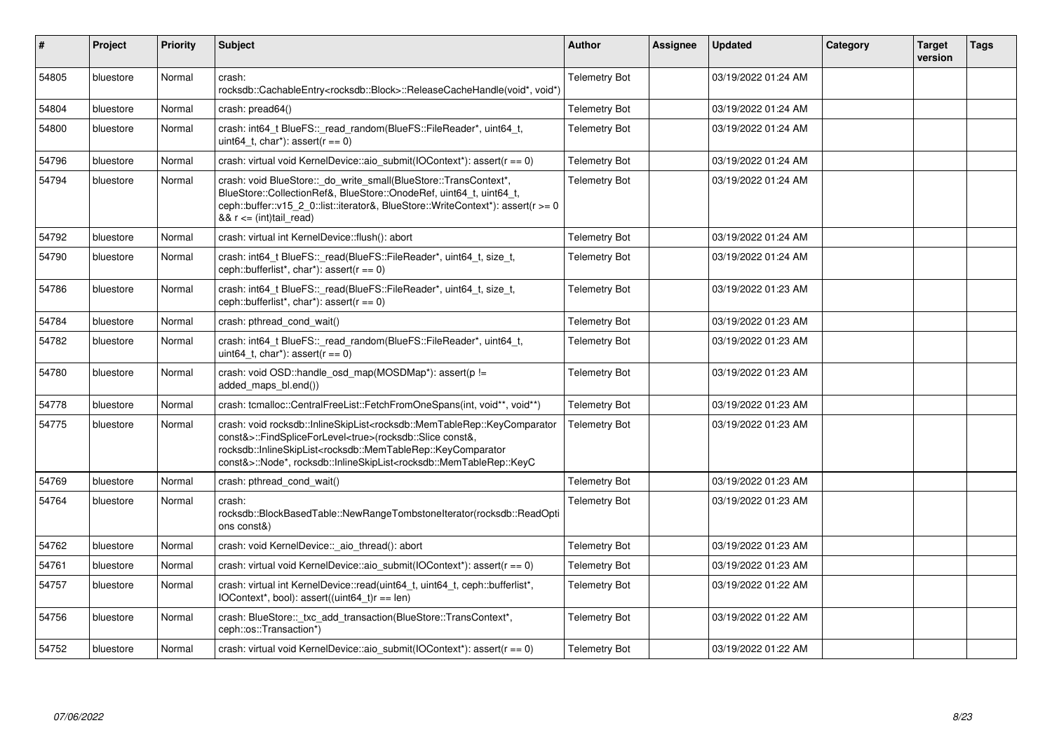| # | Project | Priority | Subject | Author | Assignee | Updated | Category | Target version | Tags |
|---|---|---|---|---|---|---|---|---|---|
| 54805 | bluestore | Normal | crash: rocksdb::CachableEntry<rocksdb::Block>::ReleaseCacheHandle(void*, void*) | Telemetry Bot | | 03/19/2022 01:24 AM | | | |
| 54804 | bluestore | Normal | crash: pread64() | Telemetry Bot | | 03/19/2022 01:24 AM | | | |
| 54800 | bluestore | Normal | crash: int64_t BlueFS::_read_random(BlueFS::FileReader*, uint64_t, uint64_t, char*): assert(r == 0) | Telemetry Bot | | 03/19/2022 01:24 AM | | | |
| 54796 | bluestore | Normal | crash: virtual void KernelDevice::aio_submit(IOContext*): assert(r == 0) | Telemetry Bot | | 03/19/2022 01:24 AM | | | |
| 54794 | bluestore | Normal | crash: void BlueStore::_do_write_small(BlueStore::TransContext*, BlueStore::CollectionRef&, BlueStore::OnodeRef, uint64_t, uint64_t, ceph::buffer::v15_2_0::list::iterator&, BlueStore::WriteContext*): assert(r >= 0 && r <= (int)tail_read) | Telemetry Bot | | 03/19/2022 01:24 AM | | | |
| 54792 | bluestore | Normal | crash: virtual int KernelDevice::flush(): abort | Telemetry Bot | | 03/19/2022 01:24 AM | | | |
| 54790 | bluestore | Normal | crash: int64_t BlueFS::_read(BlueFS::FileReader*, uint64_t, size_t, ceph::bufferlist*, char*): assert(r == 0) | Telemetry Bot | | 03/19/2022 01:24 AM | | | |
| 54786 | bluestore | Normal | crash: int64_t BlueFS::_read(BlueFS::FileReader*, uint64_t, size_t, ceph::bufferlist*, char*): assert(r == 0) | Telemetry Bot | | 03/19/2022 01:23 AM | | | |
| 54784 | bluestore | Normal | crash: pthread_cond_wait() | Telemetry Bot | | 03/19/2022 01:23 AM | | | |
| 54782 | bluestore | Normal | crash: int64_t BlueFS::_read_random(BlueFS::FileReader*, uint64_t, uint64_t, char*): assert(r == 0) | Telemetry Bot | | 03/19/2022 01:23 AM | | | |
| 54780 | bluestore | Normal | crash: void OSD::handle_osd_map(MOSDMap*): assert(p != added_maps_bl.end()) | Telemetry Bot | | 03/19/2022 01:23 AM | | | |
| 54778 | bluestore | Normal | crash: tcmalloc::CentralFreeList::FetchFromOneSpans(int, void**, void**) | Telemetry Bot | | 03/19/2022 01:23 AM | | | |
| 54775 | bluestore | Normal | crash: void rocksdb::InlineSkipList<rocksdb::MemTableRep::KeyComparator const&>::FindSpliceForLevel<true>(rocksdb::Slice const&, rocksdb::InlineSkipList<rocksdb::MemTableRep::KeyComparator const&>::Node*, rocksdb::InlineSkipList<rocksdb::MemTableRep::KeyC | Telemetry Bot | | 03/19/2022 01:23 AM | | | |
| 54769 | bluestore | Normal | crash: pthread_cond_wait() | Telemetry Bot | | 03/19/2022 01:23 AM | | | |
| 54764 | bluestore | Normal | crash: rocksdb::BlockBasedTable::NewRangeTombstoneIterator(rocksdb::ReadOptions const&) | Telemetry Bot | | 03/19/2022 01:23 AM | | | |
| 54762 | bluestore | Normal | crash: void KernelDevice::_aio_thread(): abort | Telemetry Bot | | 03/19/2022 01:23 AM | | | |
| 54761 | bluestore | Normal | crash: virtual void KernelDevice::aio_submit(IOContext*): assert(r == 0) | Telemetry Bot | | 03/19/2022 01:23 AM | | | |
| 54757 | bluestore | Normal | crash: virtual int KernelDevice::read(uint64_t, uint64_t, ceph::bufferlist*, IOContext*, bool): assert((uint64_t)r == len) | Telemetry Bot | | 03/19/2022 01:22 AM | | | |
| 54756 | bluestore | Normal | crash: BlueStore::_txc_add_transaction(BlueStore::TransContext*, ceph::os::Transaction*) | Telemetry Bot | | 03/19/2022 01:22 AM | | | |
| 54752 | bluestore | Normal | crash: virtual void KernelDevice::aio_submit(IOContext*): assert(r == 0) | Telemetry Bot | | 03/19/2022 01:22 AM | | | |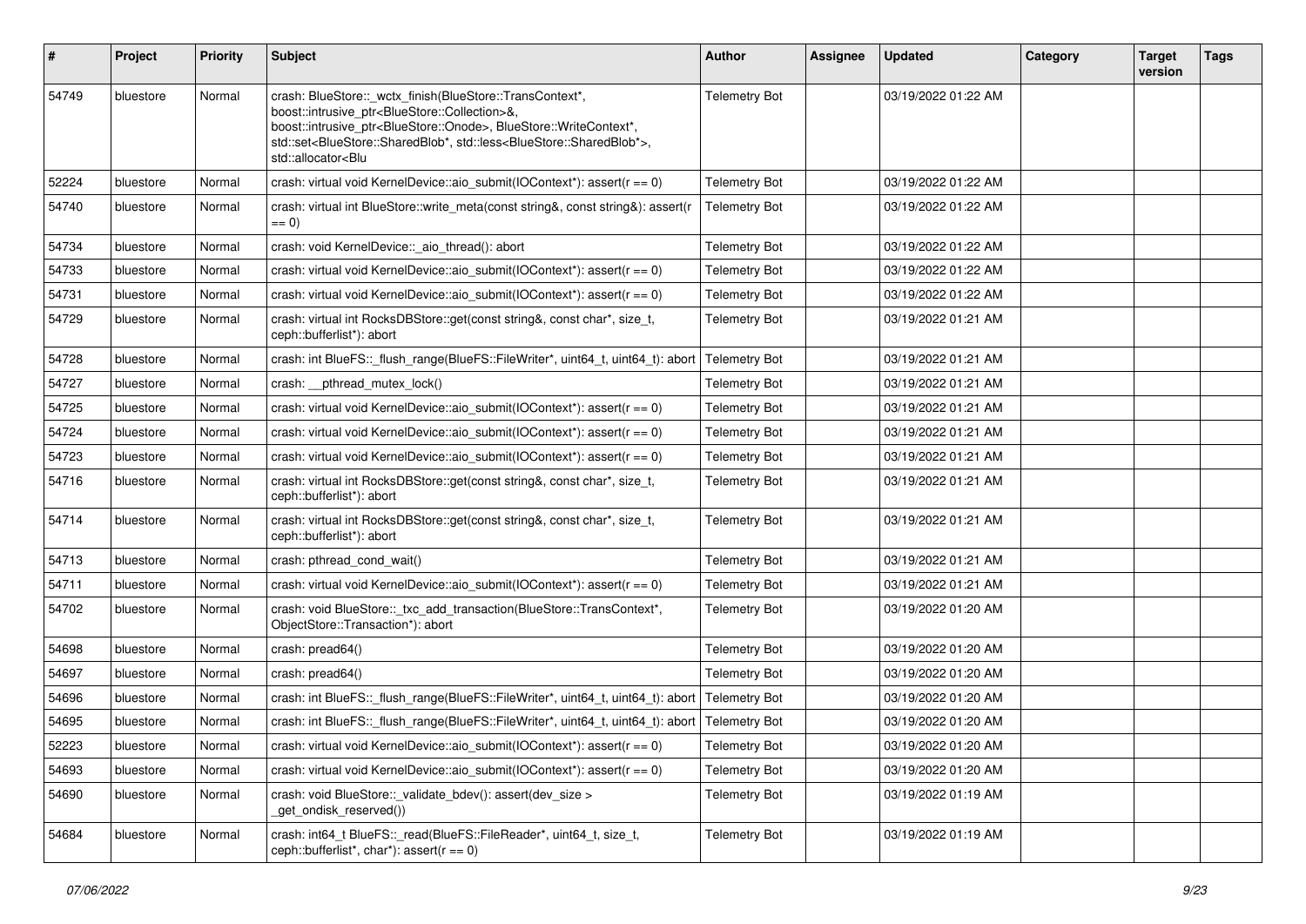| # | Project | Priority | Subject | Author | Assignee | Updated | Category | Target version | Tags |
|---|---|---|---|---|---|---|---|---|---|
| 54749 | bluestore | Normal | crash: BlueStore::_wctx_finish(BlueStore::TransContext*, boost::intrusive_ptr<BlueStore::Collection>&, boost::intrusive_ptr<BlueStore::Onode>, BlueStore::WriteContext*, std::set<BlueStore::SharedBlob*, std::less<BlueStore::SharedBlob*>, std::allocator<Blu | Telemetry Bot | | 03/19/2022 01:22 AM | | | |
| 52224 | bluestore | Normal | crash: virtual void KernelDevice::aio_submit(IOContext*): assert(r == 0) | Telemetry Bot | | 03/19/2022 01:22 AM | | | |
| 54740 | bluestore | Normal | crash: virtual int BlueStore::write_meta(const string&, const string&): assert(r == 0) | Telemetry Bot | | 03/19/2022 01:22 AM | | | |
| 54734 | bluestore | Normal | crash: void KernelDevice::_aio_thread(): abort | Telemetry Bot | | 03/19/2022 01:22 AM | | | |
| 54733 | bluestore | Normal | crash: virtual void KernelDevice::aio_submit(IOContext*): assert(r == 0) | Telemetry Bot | | 03/19/2022 01:22 AM | | | |
| 54731 | bluestore | Normal | crash: virtual void KernelDevice::aio_submit(IOContext*): assert(r == 0) | Telemetry Bot | | 03/19/2022 01:22 AM | | | |
| 54729 | bluestore | Normal | crash: virtual int RocksDBStore::get(const string&, const char*, size_t, ceph::bufferlist*): abort | Telemetry Bot | | 03/19/2022 01:21 AM | | | |
| 54728 | bluestore | Normal | crash: int BlueFS::_flush_range(BlueFS::FileWriter*, uint64_t, uint64_t): abort | Telemetry Bot | | 03/19/2022 01:21 AM | | | |
| 54727 | bluestore | Normal | crash: __pthread_mutex_lock() | Telemetry Bot | | 03/19/2022 01:21 AM | | | |
| 54725 | bluestore | Normal | crash: virtual void KernelDevice::aio_submit(IOContext*): assert(r == 0) | Telemetry Bot | | 03/19/2022 01:21 AM | | | |
| 54724 | bluestore | Normal | crash: virtual void KernelDevice::aio_submit(IOContext*): assert(r == 0) | Telemetry Bot | | 03/19/2022 01:21 AM | | | |
| 54723 | bluestore | Normal | crash: virtual void KernelDevice::aio_submit(IOContext*): assert(r == 0) | Telemetry Bot | | 03/19/2022 01:21 AM | | | |
| 54716 | bluestore | Normal | crash: virtual int RocksDBStore::get(const string&, const char*, size_t, ceph::bufferlist*): abort | Telemetry Bot | | 03/19/2022 01:21 AM | | | |
| 54714 | bluestore | Normal | crash: virtual int RocksDBStore::get(const string&, const char*, size_t, ceph::bufferlist*): abort | Telemetry Bot | | 03/19/2022 01:21 AM | | | |
| 54713 | bluestore | Normal | crash: pthread_cond_wait() | Telemetry Bot | | 03/19/2022 01:21 AM | | | |
| 54711 | bluestore | Normal | crash: virtual void KernelDevice::aio_submit(IOContext*): assert(r == 0) | Telemetry Bot | | 03/19/2022 01:21 AM | | | |
| 54702 | bluestore | Normal | crash: void BlueStore::_txc_add_transaction(BlueStore::TransContext*, ObjectStore::Transaction*): abort | Telemetry Bot | | 03/19/2022 01:20 AM | | | |
| 54698 | bluestore | Normal | crash: pread64() | Telemetry Bot | | 03/19/2022 01:20 AM | | | |
| 54697 | bluestore | Normal | crash: pread64() | Telemetry Bot | | 03/19/2022 01:20 AM | | | |
| 54696 | bluestore | Normal | crash: int BlueFS::_flush_range(BlueFS::FileWriter*, uint64_t, uint64_t): abort | Telemetry Bot | | 03/19/2022 01:20 AM | | | |
| 54695 | bluestore | Normal | crash: int BlueFS::_flush_range(BlueFS::FileWriter*, uint64_t, uint64_t): abort | Telemetry Bot | | 03/19/2022 01:20 AM | | | |
| 52223 | bluestore | Normal | crash: virtual void KernelDevice::aio_submit(IOContext*): assert(r == 0) | Telemetry Bot | | 03/19/2022 01:20 AM | | | |
| 54693 | bluestore | Normal | crash: virtual void KernelDevice::aio_submit(IOContext*): assert(r == 0) | Telemetry Bot | | 03/19/2022 01:20 AM | | | |
| 54690 | bluestore | Normal | crash: void BlueStore::_validate_bdev(): assert(dev_size > _get_ondisk_reserved()) | Telemetry Bot | | 03/19/2022 01:19 AM | | | |
| 54684 | bluestore | Normal | crash: int64_t BlueFS::_read(BlueFS::FileReader*, uint64_t, size_t, ceph::bufferlist*, char*): assert(r == 0) | Telemetry Bot | | 03/19/2022 01:19 AM | | | |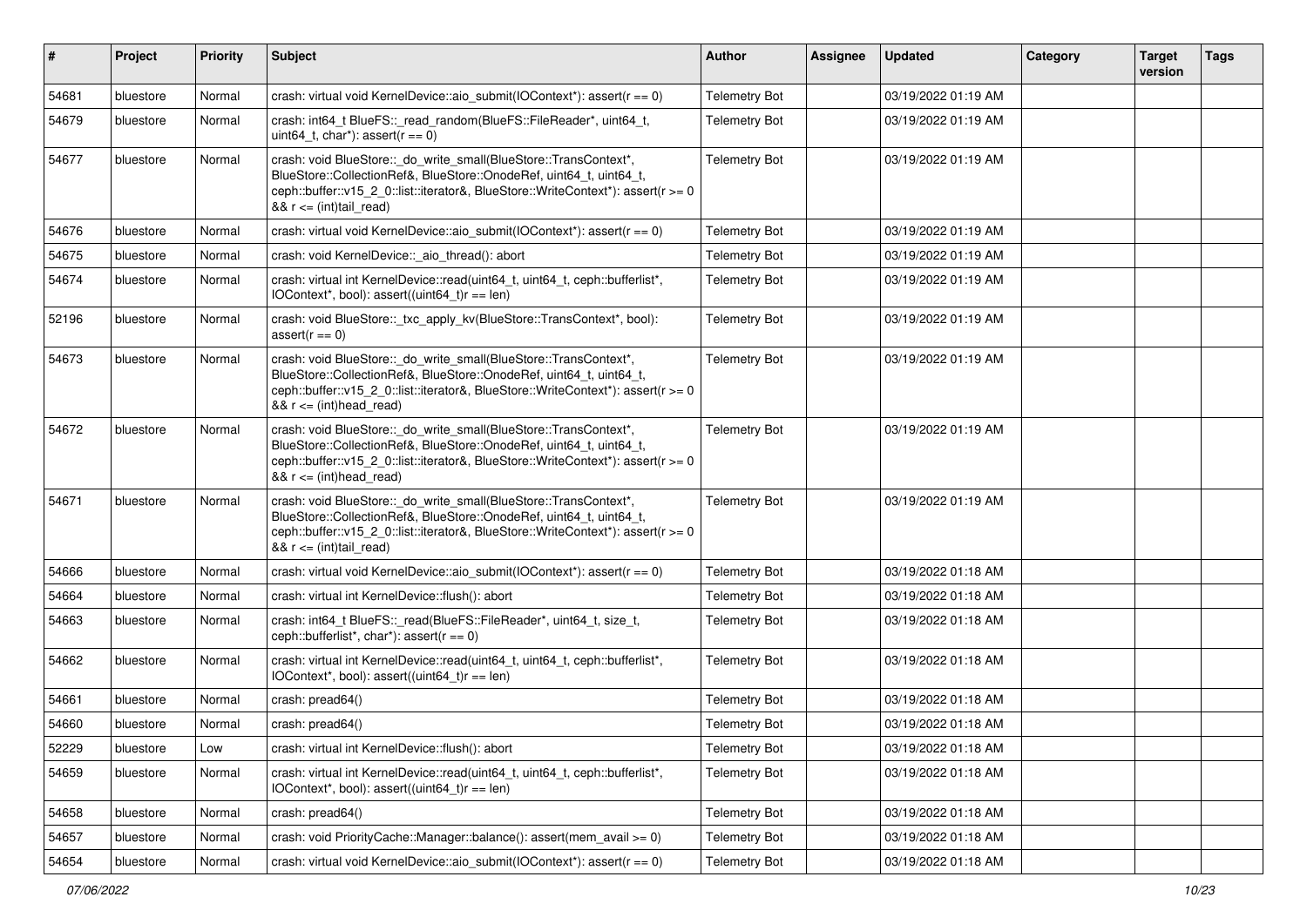| # | Project | Priority | Subject | Author | Assignee | Updated | Category | Target version | Tags |
|---|---|---|---|---|---|---|---|---|---|
| 54681 | bluestore | Normal | crash: virtual void KernelDevice::aio_submit(IOContext*): assert(r == 0) | Telemetry Bot | | 03/19/2022 01:19 AM | | | |
| 54679 | bluestore | Normal | crash: int64_t BlueFS::_read_random(BlueFS::FileReader*, uint64_t, uint64_t, char*): assert(r == 0) | Telemetry Bot | | 03/19/2022 01:19 AM | | | |
| 54677 | bluestore | Normal | crash: void BlueStore::_do_write_small(BlueStore::TransContext*, BlueStore::CollectionRef&, BlueStore::OnodeRef, uint64_t, uint64_t, ceph::buffer::v15_2_0::list::iterator&, BlueStore::WriteContext*): assert(r >= 0 && r <= (int)tail_read) | Telemetry Bot | | 03/19/2022 01:19 AM | | | |
| 54676 | bluestore | Normal | crash: virtual void KernelDevice::aio_submit(IOContext*): assert(r == 0) | Telemetry Bot | | 03/19/2022 01:19 AM | | | |
| 54675 | bluestore | Normal | crash: void KernelDevice::_aio_thread(): abort | Telemetry Bot | | 03/19/2022 01:19 AM | | | |
| 54674 | bluestore | Normal | crash: virtual int KernelDevice::read(uint64_t, uint64_t, ceph::bufferlist*, IOContext*, bool): assert((uint64_t)r == len) | Telemetry Bot | | 03/19/2022 01:19 AM | | | |
| 52196 | bluestore | Normal | crash: void BlueStore::_txc_apply_kv(BlueStore::TransContext*, bool): assert(r == 0) | Telemetry Bot | | 03/19/2022 01:19 AM | | | |
| 54673 | bluestore | Normal | crash: void BlueStore::_do_write_small(BlueStore::TransContext*, BlueStore::CollectionRef&, BlueStore::OnodeRef, uint64_t, uint64_t, ceph::buffer::v15_2_0::list::iterator&, BlueStore::WriteContext*): assert(r >= 0 && r <= (int)head_read) | Telemetry Bot | | 03/19/2022 01:19 AM | | | |
| 54672 | bluestore | Normal | crash: void BlueStore::_do_write_small(BlueStore::TransContext*, BlueStore::CollectionRef&, BlueStore::OnodeRef, uint64_t, uint64_t, ceph::buffer::v15_2_0::list::iterator&, BlueStore::WriteContext*): assert(r >= 0 && r <= (int)head_read) | Telemetry Bot | | 03/19/2022 01:19 AM | | | |
| 54671 | bluestore | Normal | crash: void BlueStore::_do_write_small(BlueStore::TransContext*, BlueStore::CollectionRef&, BlueStore::OnodeRef, uint64_t, uint64_t, ceph::buffer::v15_2_0::list::iterator&, BlueStore::WriteContext*): assert(r >= 0 && r <= (int)tail_read) | Telemetry Bot | | 03/19/2022 01:19 AM | | | |
| 54666 | bluestore | Normal | crash: virtual void KernelDevice::aio_submit(IOContext*): assert(r == 0) | Telemetry Bot | | 03/19/2022 01:18 AM | | | |
| 54664 | bluestore | Normal | crash: virtual int KernelDevice::flush(): abort | Telemetry Bot | | 03/19/2022 01:18 AM | | | |
| 54663 | bluestore | Normal | crash: int64_t BlueFS::_read(BlueFS::FileReader*, uint64_t, size_t, ceph::bufferlist*, char*): assert(r == 0) | Telemetry Bot | | 03/19/2022 01:18 AM | | | |
| 54662 | bluestore | Normal | crash: virtual int KernelDevice::read(uint64_t, uint64_t, ceph::bufferlist*, IOContext*, bool): assert((uint64_t)r == len) | Telemetry Bot | | 03/19/2022 01:18 AM | | | |
| 54661 | bluestore | Normal | crash: pread64() | Telemetry Bot | | 03/19/2022 01:18 AM | | | |
| 54660 | bluestore | Normal | crash: pread64() | Telemetry Bot | | 03/19/2022 01:18 AM | | | |
| 52229 | bluestore | Low | crash: virtual int KernelDevice::flush(): abort | Telemetry Bot | | 03/19/2022 01:18 AM | | | |
| 54659 | bluestore | Normal | crash: virtual int KernelDevice::read(uint64_t, uint64_t, ceph::bufferlist*, IOContext*, bool): assert((uint64_t)r == len) | Telemetry Bot | | 03/19/2022 01:18 AM | | | |
| 54658 | bluestore | Normal | crash: pread64() | Telemetry Bot | | 03/19/2022 01:18 AM | | | |
| 54657 | bluestore | Normal | crash: void PriorityCache::Manager::balance(): assert(mem_avail >= 0) | Telemetry Bot | | 03/19/2022 01:18 AM | | | |
| 54654 | bluestore | Normal | crash: virtual void KernelDevice::aio_submit(IOContext*): assert(r == 0) | Telemetry Bot | | 03/19/2022 01:18 AM | | | |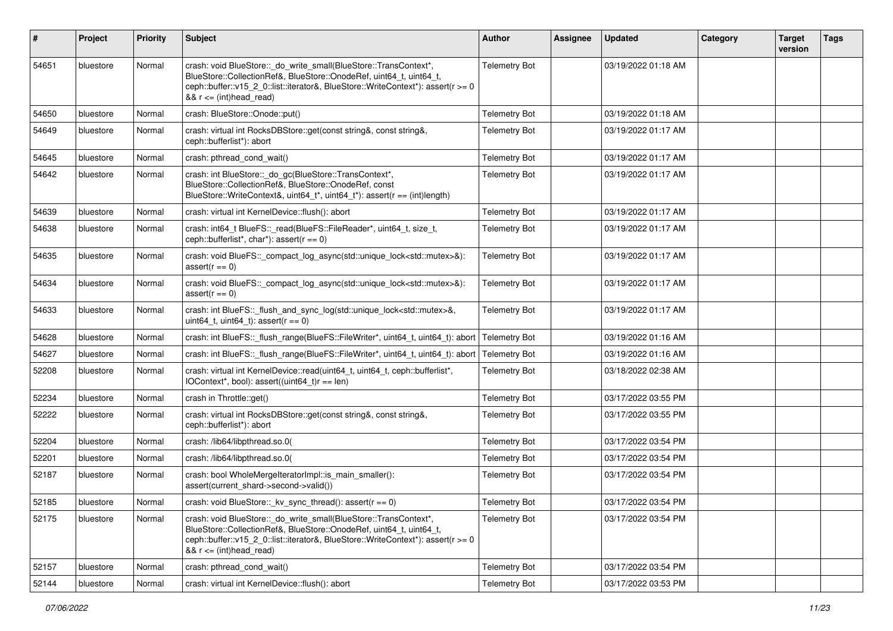| # | Project | Priority | Subject | Author | Assignee | Updated | Category | Target version | Tags |
|---|---|---|---|---|---|---|---|---|---|
| 54651 | bluestore | Normal | crash: void BlueStore::_do_write_small(BlueStore::TransContext*, BlueStore::CollectionRef&, BlueStore::OnodeRef, uint64_t, uint64_t, ceph::buffer::v15_2_0::list::iterator&, BlueStore::WriteContext*): assert(r >= 0 && r <= (int)head_read) | Telemetry Bot | | 03/19/2022 01:18 AM | | | |
| 54650 | bluestore | Normal | crash: BlueStore::Onode::put() | Telemetry Bot | | 03/19/2022 01:18 AM | | | |
| 54649 | bluestore | Normal | crash: virtual int RocksDBStore::get(const string&, const string&, ceph::bufferlist*): abort | Telemetry Bot | | 03/19/2022 01:17 AM | | | |
| 54645 | bluestore | Normal | crash: pthread_cond_wait() | Telemetry Bot | | 03/19/2022 01:17 AM | | | |
| 54642 | bluestore | Normal | crash: int BlueStore::_do_gc(BlueStore::TransContext*, BlueStore::CollectionRef&, BlueStore::OnodeRef, const BlueStore::WriteContext&, uint64_t*, uint64_t*): assert(r == (int)length) | Telemetry Bot | | 03/19/2022 01:17 AM | | | |
| 54639 | bluestore | Normal | crash: virtual int KernelDevice::flush(): abort | Telemetry Bot | | 03/19/2022 01:17 AM | | | |
| 54638 | bluestore | Normal | crash: int64_t BlueFS::_read(BlueFS::FileReader*, uint64_t, size_t, ceph::bufferlist*, char*): assert(r == 0) | Telemetry Bot | | 03/19/2022 01:17 AM | | | |
| 54635 | bluestore | Normal | crash: void BlueFS::_compact_log_async(std::unique_lock<std::mutex>&): assert(r == 0) | Telemetry Bot | | 03/19/2022 01:17 AM | | | |
| 54634 | bluestore | Normal | crash: void BlueFS::_compact_log_async(std::unique_lock<std::mutex>&): assert(r == 0) | Telemetry Bot | | 03/19/2022 01:17 AM | | | |
| 54633 | bluestore | Normal | crash: int BlueFS::_flush_and_sync_log(std::unique_lock<std::mutex>&, uint64_t, uint64_t): assert(r == 0) | Telemetry Bot | | 03/19/2022 01:17 AM | | | |
| 54628 | bluestore | Normal | crash: int BlueFS::_flush_range(BlueFS::FileWriter*, uint64_t, uint64_t): abort | Telemetry Bot | | 03/19/2022 01:16 AM | | | |
| 54627 | bluestore | Normal | crash: int BlueFS::_flush_range(BlueFS::FileWriter*, uint64_t, uint64_t): abort | Telemetry Bot | | 03/19/2022 01:16 AM | | | |
| 52208 | bluestore | Normal | crash: virtual int KernelDevice::read(uint64_t, uint64_t, ceph::bufferlist*, IOContext*, bool): assert((uint64_t)r == len) | Telemetry Bot | | 03/18/2022 02:38 AM | | | |
| 52234 | bluestore | Normal | crash in Throttle::get() | Telemetry Bot | | 03/17/2022 03:55 PM | | | |
| 52222 | bluestore | Normal | crash: virtual int RocksDBStore::get(const string&, const string&, ceph::bufferlist*): abort | Telemetry Bot | | 03/17/2022 03:55 PM | | | |
| 52204 | bluestore | Normal | crash: /lib64/libpthread.so.0( | Telemetry Bot | | 03/17/2022 03:54 PM | | | |
| 52201 | bluestore | Normal | crash: /lib64/libpthread.so.0( | Telemetry Bot | | 03/17/2022 03:54 PM | | | |
| 52187 | bluestore | Normal | crash: bool WholeMergeIteratorImpl::is_main_smaller(): assert(current_shard->second->valid()) | Telemetry Bot | | 03/17/2022 03:54 PM | | | |
| 52185 | bluestore | Normal | crash: void BlueStore::_kv_sync_thread(): assert(r == 0) | Telemetry Bot | | 03/17/2022 03:54 PM | | | |
| 52175 | bluestore | Normal | crash: void BlueStore::_do_write_small(BlueStore::TransContext*, BlueStore::CollectionRef&, BlueStore::OnodeRef, uint64_t, uint64_t, ceph::buffer::v15_2_0::list::iterator&, BlueStore::WriteContext*): assert(r >= 0 && r <= (int)head_read) | Telemetry Bot | | 03/17/2022 03:54 PM | | | |
| 52157 | bluestore | Normal | crash: pthread_cond_wait() | Telemetry Bot | | 03/17/2022 03:54 PM | | | |
| 52144 | bluestore | Normal | crash: virtual int KernelDevice::flush(): abort | Telemetry Bot | | 03/17/2022 03:53 PM | | | |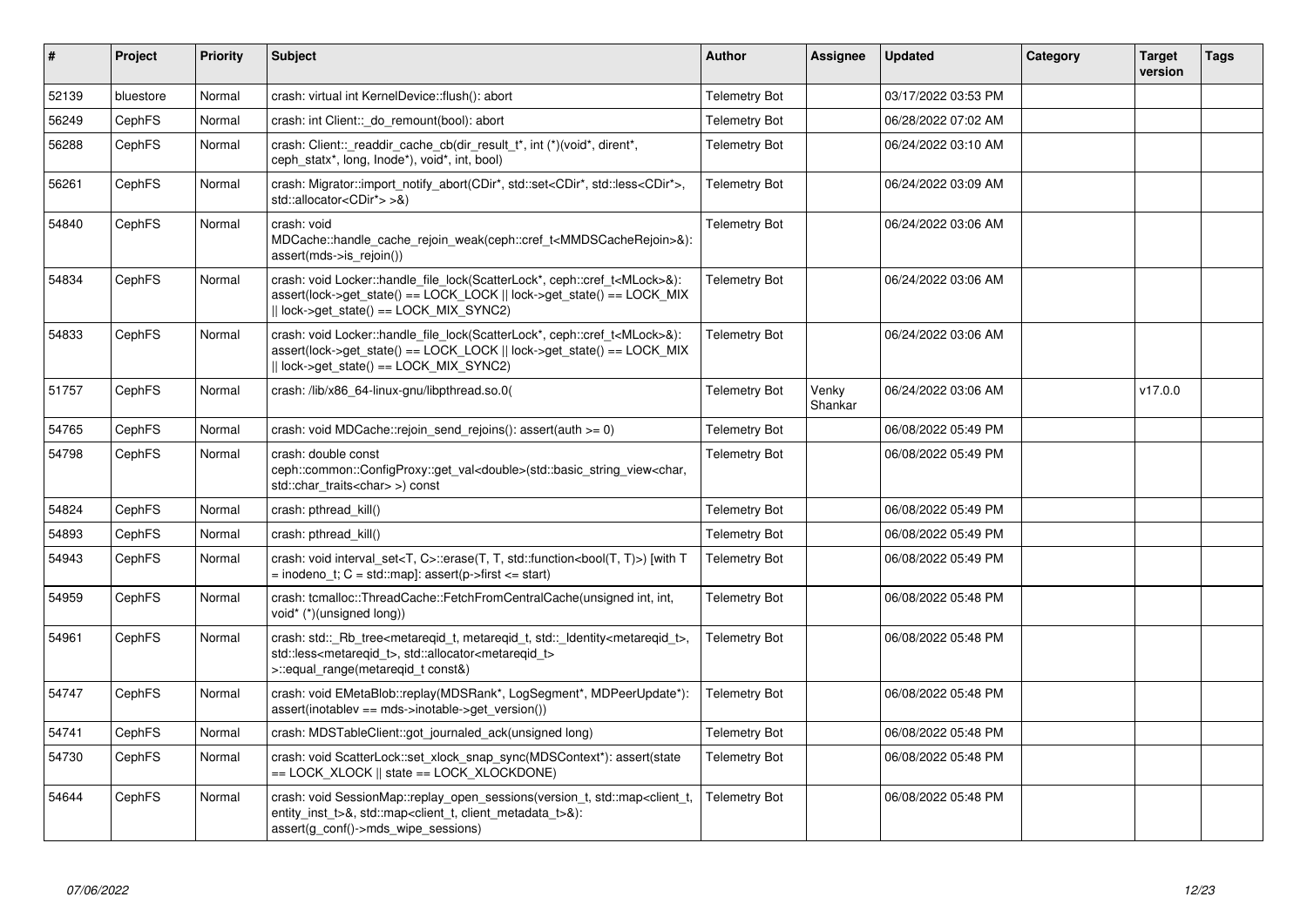| # | Project | Priority | Subject | Author | Assignee | Updated | Category | Target version | Tags |
|---|---|---|---|---|---|---|---|---|---|
| 52139 | bluestore | Normal | crash: virtual int KernelDevice::flush(): abort | Telemetry Bot | | 03/17/2022 03:53 PM | | | |
| 56249 | CephFS | Normal | crash: int Client::_do_remount(bool): abort | Telemetry Bot | | 06/28/2022 07:02 AM | | | |
| 56288 | CephFS | Normal | crash: Client::_readdir_cache_cb(dir_result_t*, int (*)(void*, dirent*, ceph_statx*, long, Inode*), void*, int, bool) | Telemetry Bot | | 06/24/2022 03:10 AM | | | |
| 56261 | CephFS | Normal | crash: Migrator::import_notify_abort(CDir*, std::set<CDir*, std::less<CDir*>, std::allocator<CDir*> >&) | Telemetry Bot | | 06/24/2022 03:09 AM | | | |
| 54840 | CephFS | Normal | crash: void MDCache::handle_cache_rejoin_weak(ceph::cref_t<MMDSCacheRejoin>&): assert(mds->is_rejoin()) | Telemetry Bot | | 06/24/2022 03:06 AM | | | |
| 54834 | CephFS | Normal | crash: void Locker::handle_file_lock(ScatterLock*, ceph::cref_t<MLock>&): assert(lock->get_state() == LOCK_LOCK \|\| lock->get_state() == LOCK_MIX \|\| lock->get_state() == LOCK_MIX_SYNC2) | Telemetry Bot | | 06/24/2022 03:06 AM | | | |
| 54833 | CephFS | Normal | crash: void Locker::handle_file_lock(ScatterLock*, ceph::cref_t<MLock>&): assert(lock->get_state() == LOCK_LOCK \|\| lock->get_state() == LOCK_MIX \|\| lock->get_state() == LOCK_MIX_SYNC2) | Telemetry Bot | | 06/24/2022 03:06 AM | | | |
| 51757 | CephFS | Normal | crash: /lib/x86_64-linux-gnu/libpthread.so.0( | Telemetry Bot | Venky Shankar | 06/24/2022 03:06 AM | | v17.0.0 | |
| 54765 | CephFS | Normal | crash: void MDCache::rejoin_send_rejoins(): assert(auth >= 0) | Telemetry Bot | | 06/08/2022 05:49 PM | | | |
| 54798 | CephFS | Normal | crash: double const ceph::common::ConfigProxy::get_val<double>(std::basic_string_view<char, std::char_traits<char> >) const | Telemetry Bot | | 06/08/2022 05:49 PM | | | |
| 54824 | CephFS | Normal | crash: pthread_kill() | Telemetry Bot | | 06/08/2022 05:49 PM | | | |
| 54893 | CephFS | Normal | crash: pthread_kill() | Telemetry Bot | | 06/08/2022 05:49 PM | | | |
| 54943 | CephFS | Normal | crash: void interval_set<T, C>::erase(T, T, std::function<bool(T, T)>) [with T = inodeno_t; C = std::map]: assert(p->first <= start) | Telemetry Bot | | 06/08/2022 05:49 PM | | | |
| 54959 | CephFS | Normal | crash: tcmalloc::ThreadCache::FetchFromCentralCache(unsigned int, int, void* (*)(unsigned long)) | Telemetry Bot | | 06/08/2022 05:48 PM | | | |
| 54961 | CephFS | Normal | crash: std::_Rb_tree<metareqid_t, metareqid_t, std::_Identity<metareqid_t>, std::less<metareqid_t>, std::allocator<metareqid_t> >::equal_range(metareqid_t const&) | Telemetry Bot | | 06/08/2022 05:48 PM | | | |
| 54747 | CephFS | Normal | crash: void EMetaBlob::replay(MDSRank*, LogSegment*, MDPeerUpdate*): assert(inotablev == mds->inotable->get_version()) | Telemetry Bot | | 06/08/2022 05:48 PM | | | |
| 54741 | CephFS | Normal | crash: MDSTableClient::got_journaled_ack(unsigned long) | Telemetry Bot | | 06/08/2022 05:48 PM | | | |
| 54730 | CephFS | Normal | crash: void ScatterLock::set_xlock_snap_sync(MDSContext*): assert(state == LOCK_XLOCK \|\| state == LOCK_XLOCKDONE) | Telemetry Bot | | 06/08/2022 05:48 PM | | | |
| 54644 | CephFS | Normal | crash: void SessionMap::replay_open_sessions(version_t, std::map<client_t, entity_inst_t>&, std::map<client_t, client_metadata_t>&): assert(g_conf()->mds_wipe_sessions) | Telemetry Bot | | 06/08/2022 05:48 PM | | | |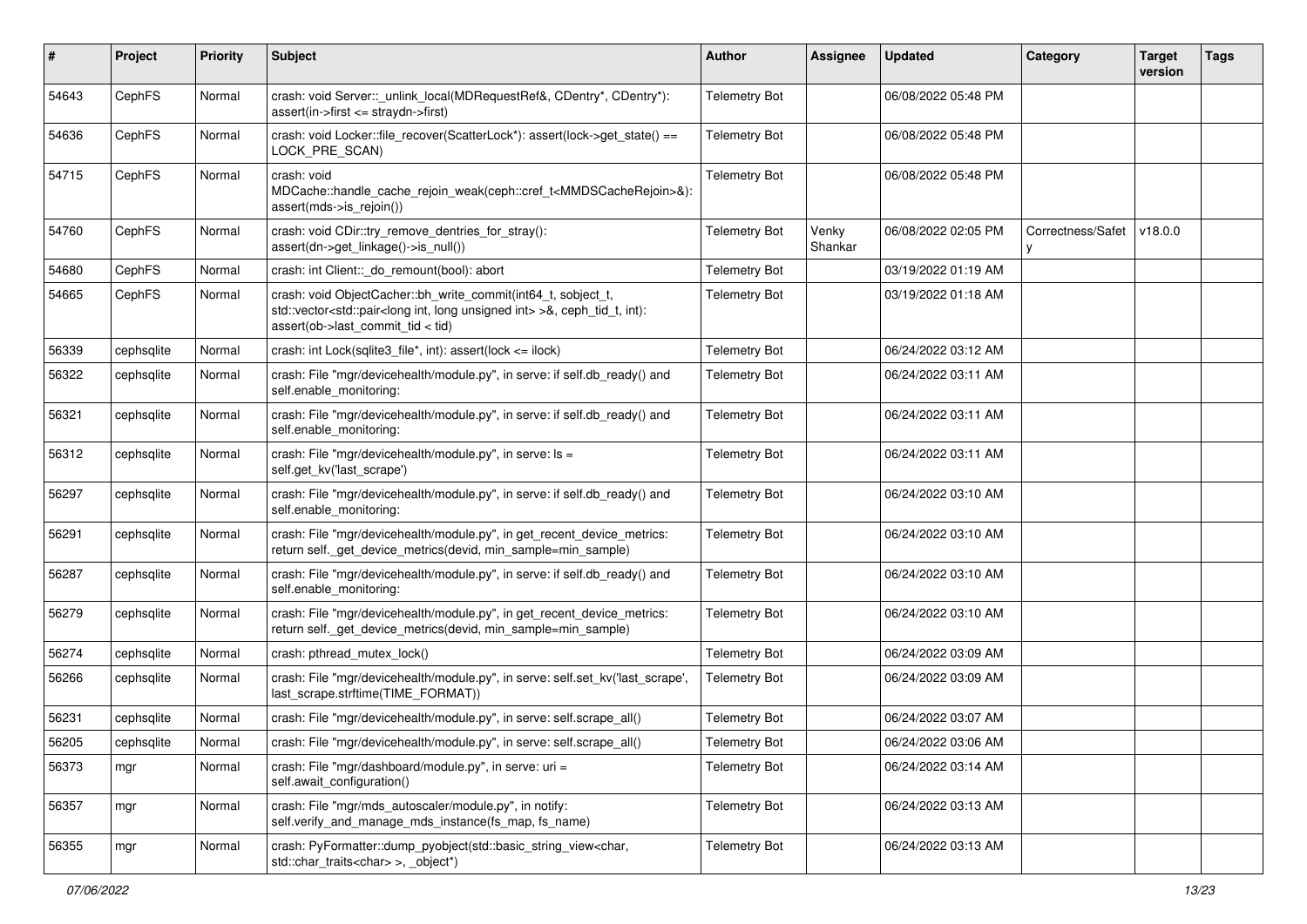| # | Project | Priority | Subject | Author | Assignee | Updated | Category | Target version | Tags |
|---|---|---|---|---|---|---|---|---|---|
| 54643 | CephFS | Normal | crash: void Server::_unlink_local(MDRequestRef&, CDentry*, CDentry*): assert(in->first <= straydn->first) | Telemetry Bot | | 06/08/2022 05:48 PM | | | |
| 54636 | CephFS | Normal | crash: void Locker::file_recover(ScatterLock*): assert(lock->get_state() == LOCK_PRE_SCAN) | Telemetry Bot | | 06/08/2022 05:48 PM | | | |
| 54715 | CephFS | Normal | crash: void MDCache::handle_cache_rejoin_weak(ceph::cref_t<MMDSCacheRejoin>&): assert(mds->is_rejoin()) | Telemetry Bot | | 06/08/2022 05:48 PM | | | |
| 54760 | CephFS | Normal | crash: void CDir::try_remove_dentries_for_stray(): assert(dn->get_linkage()->is_null()) | Telemetry Bot | Venky Shankar | 06/08/2022 02:05 PM | Correctness/Safety | v18.0.0 | |
| 54680 | CephFS | Normal | crash: int Client::_do_remount(bool): abort | Telemetry Bot | | 03/19/2022 01:19 AM | | | |
| 54665 | CephFS | Normal | crash: void ObjectCacher::bh_write_commit(int64_t, sobject_t, std::vector<std::pair<long int, long unsigned int> >&, ceph_tid_t, int): assert(ob->last_commit_tid < tid) | Telemetry Bot | | 03/19/2022 01:18 AM | | | |
| 56339 | cephsqlite | Normal | crash: int Lock(sqlite3_file*, int): assert(lock <= ilock) | Telemetry Bot | | 06/24/2022 03:12 AM | | | |
| 56322 | cephsqlite | Normal | crash: File "mgr/devicehealth/module.py", in serve: if self.db_ready() and self.enable_monitoring: | Telemetry Bot | | 06/24/2022 03:11 AM | | | |
| 56321 | cephsqlite | Normal | crash: File "mgr/devicehealth/module.py", in serve: if self.db_ready() and self.enable_monitoring: | Telemetry Bot | | 06/24/2022 03:11 AM | | | |
| 56312 | cephsqlite | Normal | crash: File "mgr/devicehealth/module.py", in serve: ls = self.get_kv('last_scrape') | Telemetry Bot | | 06/24/2022 03:11 AM | | | |
| 56297 | cephsqlite | Normal | crash: File "mgr/devicehealth/module.py", in serve: if self.db_ready() and self.enable_monitoring: | Telemetry Bot | | 06/24/2022 03:10 AM | | | |
| 56291 | cephsqlite | Normal | crash: File "mgr/devicehealth/module.py", in get_recent_device_metrics: return self._get_device_metrics(devid, min_sample=min_sample) | Telemetry Bot | | 06/24/2022 03:10 AM | | | |
| 56287 | cephsqlite | Normal | crash: File "mgr/devicehealth/module.py", in serve: if self.db_ready() and self.enable_monitoring: | Telemetry Bot | | 06/24/2022 03:10 AM | | | |
| 56279 | cephsqlite | Normal | crash: File "mgr/devicehealth/module.py", in get_recent_device_metrics: return self._get_device_metrics(devid, min_sample=min_sample) | Telemetry Bot | | 06/24/2022 03:10 AM | | | |
| 56274 | cephsqlite | Normal | crash: pthread_mutex_lock() | Telemetry Bot | | 06/24/2022 03:09 AM | | | |
| 56266 | cephsqlite | Normal | crash: File "mgr/devicehealth/module.py", in serve: self.set_kv('last_scrape', last_scrape.strftime(TIME_FORMAT)) | Telemetry Bot | | 06/24/2022 03:09 AM | | | |
| 56231 | cephsqlite | Normal | crash: File "mgr/devicehealth/module.py", in serve: self.scrape_all() | Telemetry Bot | | 06/24/2022 03:07 AM | | | |
| 56205 | cephsqlite | Normal | crash: File "mgr/devicehealth/module.py", in serve: self.scrape_all() | Telemetry Bot | | 06/24/2022 03:06 AM | | | |
| 56373 | mgr | Normal | crash: File "mgr/dashboard/module.py", in serve: uri = self.await_configuration() | Telemetry Bot | | 06/24/2022 03:14 AM | | | |
| 56357 | mgr | Normal | crash: File "mgr/mds_autoscaler/module.py", in notify: self.verify_and_manage_mds_instance(fs_map, fs_name) | Telemetry Bot | | 06/24/2022 03:13 AM | | | |
| 56355 | mgr | Normal | crash: PyFormatter::dump_pyobject(std::basic_string_view<char, std::char_traits<char> >, _object*) | Telemetry Bot | | 06/24/2022 03:13 AM | | | |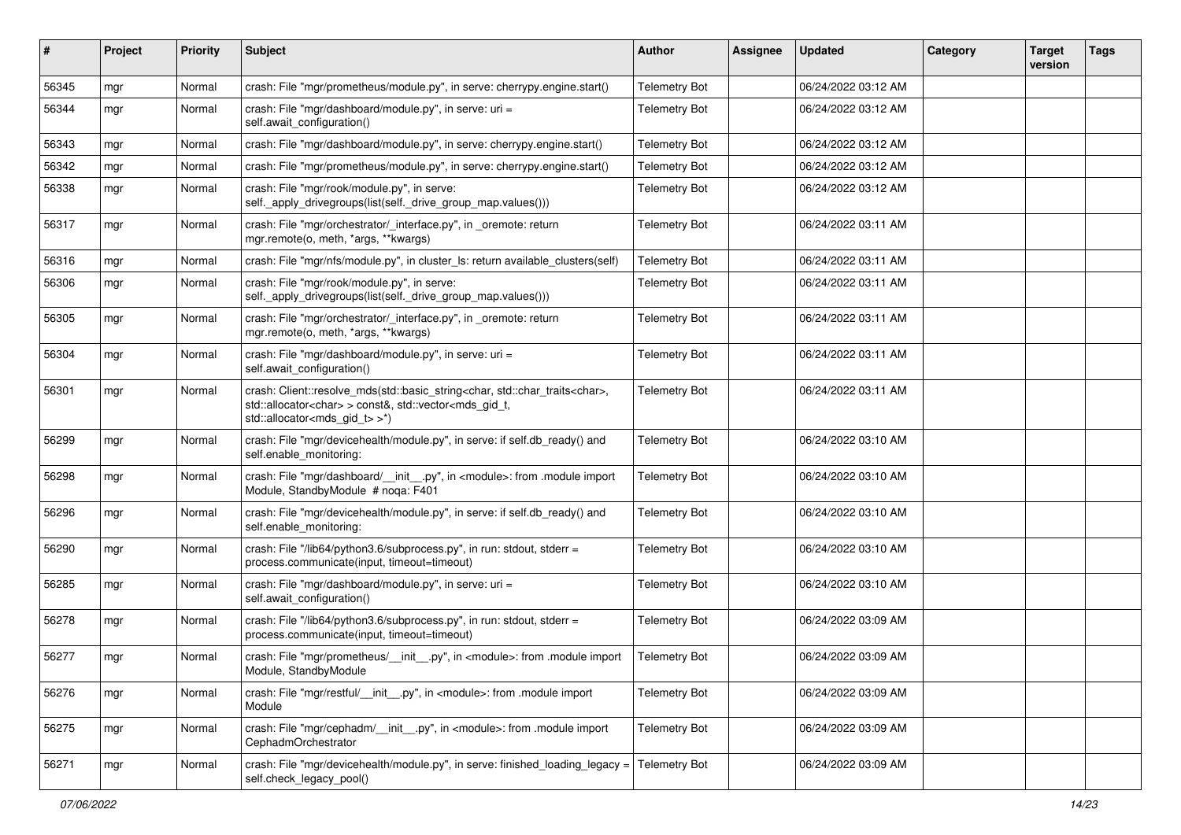| # | Project | Priority | Subject | Author | Assignee | Updated | Category | Target version | Tags |
|---|---|---|---|---|---|---|---|---|---|
| 56345 | mgr | Normal | crash: File "mgr/prometheus/module.py", in serve: cherrypy.engine.start() | Telemetry Bot | | 06/24/2022 03:12 AM | | | |
| 56344 | mgr | Normal | crash: File "mgr/dashboard/module.py", in serve: uri = self.await_configuration() | Telemetry Bot | | 06/24/2022 03:12 AM | | | |
| 56343 | mgr | Normal | crash: File "mgr/dashboard/module.py", in serve: cherrypy.engine.start() | Telemetry Bot | | 06/24/2022 03:12 AM | | | |
| 56342 | mgr | Normal | crash: File "mgr/prometheus/module.py", in serve: cherrypy.engine.start() | Telemetry Bot | | 06/24/2022 03:12 AM | | | |
| 56338 | mgr | Normal | crash: File "mgr/rook/module.py", in serve: self._apply_drivegroups(list(self._drive_group_map.values())) | Telemetry Bot | | 06/24/2022 03:12 AM | | | |
| 56317 | mgr | Normal | crash: File "mgr/orchestrator/_interface.py", in _oremote: return mgr.remote(o, meth, *args, **kwargs) | Telemetry Bot | | 06/24/2022 03:11 AM | | | |
| 56316 | mgr | Normal | crash: File "mgr/nfs/module.py", in cluster_ls: return available_clusters(self) | Telemetry Bot | | 06/24/2022 03:11 AM | | | |
| 56306 | mgr | Normal | crash: File "mgr/rook/module.py", in serve: self._apply_drivegroups(list(self._drive_group_map.values())) | Telemetry Bot | | 06/24/2022 03:11 AM | | | |
| 56305 | mgr | Normal | crash: File "mgr/orchestrator/_interface.py", in _oremote: return mgr.remote(o, meth, *args, **kwargs) | Telemetry Bot | | 06/24/2022 03:11 AM | | | |
| 56304 | mgr | Normal | crash: File "mgr/dashboard/module.py", in serve: uri = self.await_configuration() | Telemetry Bot | | 06/24/2022 03:11 AM | | | |
| 56301 | mgr | Normal | crash: Client::resolve_mds(std::basic_string<char, std::char_traits<char>, std::allocator<char> > const&, std::vector<mds_gid_t, std::allocator<mds_gid_t> >*) | Telemetry Bot | | 06/24/2022 03:11 AM | | | |
| 56299 | mgr | Normal | crash: File "mgr/devicehealth/module.py", in serve: if self.db_ready() and self.enable_monitoring: | Telemetry Bot | | 06/24/2022 03:10 AM | | | |
| 56298 | mgr | Normal | crash: File "mgr/dashboard/__init__.py", in <module>: from .module import Module, StandbyModule # noqa: F401 | Telemetry Bot | | 06/24/2022 03:10 AM | | | |
| 56296 | mgr | Normal | crash: File "mgr/devicehealth/module.py", in serve: if self.db_ready() and self.enable_monitoring: | Telemetry Bot | | 06/24/2022 03:10 AM | | | |
| 56290 | mgr | Normal | crash: File "/lib64/python3.6/subprocess.py", in run: stdout, stderr = process.communicate(input, timeout=timeout) | Telemetry Bot | | 06/24/2022 03:10 AM | | | |
| 56285 | mgr | Normal | crash: File "mgr/dashboard/module.py", in serve: uri = self.await_configuration() | Telemetry Bot | | 06/24/2022 03:10 AM | | | |
| 56278 | mgr | Normal | crash: File "/lib64/python3.6/subprocess.py", in run: stdout, stderr = process.communicate(input, timeout=timeout) | Telemetry Bot | | 06/24/2022 03:09 AM | | | |
| 56277 | mgr | Normal | crash: File "mgr/prometheus/__init__.py", in <module>: from .module import Module, StandbyModule | Telemetry Bot | | 06/24/2022 03:09 AM | | | |
| 56276 | mgr | Normal | crash: File "mgr/restful/__init__.py", in <module>: from .module import Module | Telemetry Bot | | 06/24/2022 03:09 AM | | | |
| 56275 | mgr | Normal | crash: File "mgr/cephadm/__init__.py", in <module>: from .module import CephadmOrchestrator | Telemetry Bot | | 06/24/2022 03:09 AM | | | |
| 56271 | mgr | Normal | crash: File "mgr/devicehealth/module.py", in serve: finished_loading_legacy = self.check_legacy_pool() | Telemetry Bot | | 06/24/2022 03:09 AM | | | |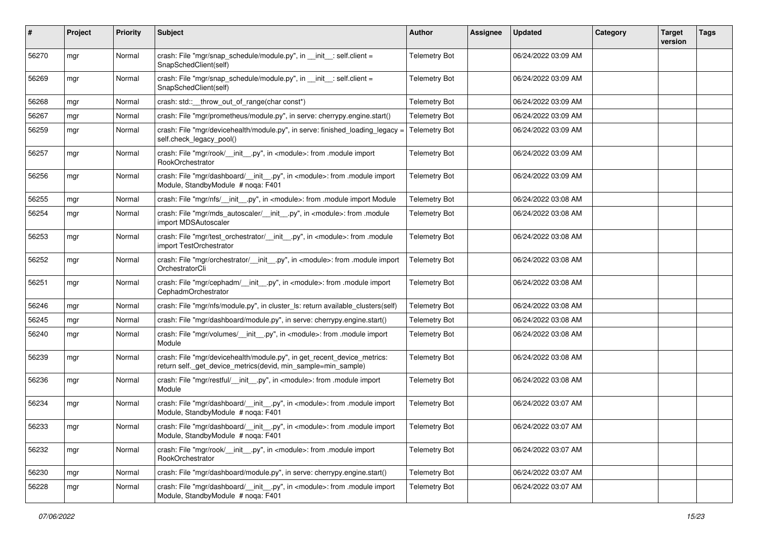| # | Project | Priority | Subject | Author | Assignee | Updated | Category | Target version | Tags |
|---|---|---|---|---|---|---|---|---|---|
| 56270 | mgr | Normal | crash: File "mgr/snap_schedule/module.py", in __init__: self.client = SnapSchedClient(self) | Telemetry Bot | | 06/24/2022 03:09 AM | | | |
| 56269 | mgr | Normal | crash: File "mgr/snap_schedule/module.py", in __init__: self.client = SnapSchedClient(self) | Telemetry Bot | | 06/24/2022 03:09 AM | | | |
| 56268 | mgr | Normal | crash: std::__throw_out_of_range(char const*) | Telemetry Bot | | 06/24/2022 03:09 AM | | | |
| 56267 | mgr | Normal | crash: File "mgr/prometheus/module.py", in serve: cherrypy.engine.start() | Telemetry Bot | | 06/24/2022 03:09 AM | | | |
| 56259 | mgr | Normal | crash: File "mgr/devicehealth/module.py", in serve: finished_loading_legacy = self.check_legacy_pool() | Telemetry Bot | | 06/24/2022 03:09 AM | | | |
| 56257 | mgr | Normal | crash: File "mgr/rook/__init__.py", in <module>: from .module import RookOrchestrator | Telemetry Bot | | 06/24/2022 03:09 AM | | | |
| 56256 | mgr | Normal | crash: File "mgr/dashboard/__init__.py", in <module>: from .module import Module, StandbyModule # noqa: F401 | Telemetry Bot | | 06/24/2022 03:09 AM | | | |
| 56255 | mgr | Normal | crash: File "mgr/nfs/__init__.py", in <module>: from .module import Module | Telemetry Bot | | 06/24/2022 03:08 AM | | | |
| 56254 | mgr | Normal | crash: File "mgr/mds_autoscaler/__init__.py", in <module>: from .module import MDSAutoscaler | Telemetry Bot | | 06/24/2022 03:08 AM | | | |
| 56253 | mgr | Normal | crash: File "mgr/test_orchestrator/__init__.py", in <module>: from .module import TestOrchestrator | Telemetry Bot | | 06/24/2022 03:08 AM | | | |
| 56252 | mgr | Normal | crash: File "mgr/orchestrator/__init__.py", in <module>: from .module import OrchestratorCli | Telemetry Bot | | 06/24/2022 03:08 AM | | | |
| 56251 | mgr | Normal | crash: File "mgr/cephadm/__init__.py", in <module>: from .module import CephadmOrchestrator | Telemetry Bot | | 06/24/2022 03:08 AM | | | |
| 56246 | mgr | Normal | crash: File "mgr/nfs/module.py", in cluster_ls: return available_clusters(self) | Telemetry Bot | | 06/24/2022 03:08 AM | | | |
| 56245 | mgr | Normal | crash: File "mgr/dashboard/module.py", in serve: cherrypy.engine.start() | Telemetry Bot | | 06/24/2022 03:08 AM | | | |
| 56240 | mgr | Normal | crash: File "mgr/volumes/__init__.py", in <module>: from .module import Module | Telemetry Bot | | 06/24/2022 03:08 AM | | | |
| 56239 | mgr | Normal | crash: File "mgr/devicehealth/module.py", in get_recent_device_metrics: return self._get_device_metrics(devid, min_sample=min_sample) | Telemetry Bot | | 06/24/2022 03:08 AM | | | |
| 56236 | mgr | Normal | crash: File "mgr/restful/__init__.py", in <module>: from .module import Module | Telemetry Bot | | 06/24/2022 03:08 AM | | | |
| 56234 | mgr | Normal | crash: File "mgr/dashboard/__init__.py", in <module>: from .module import Module, StandbyModule # noqa: F401 | Telemetry Bot | | 06/24/2022 03:07 AM | | | |
| 56233 | mgr | Normal | crash: File "mgr/dashboard/__init__.py", in <module>: from .module import Module, StandbyModule # noqa: F401 | Telemetry Bot | | 06/24/2022 03:07 AM | | | |
| 56232 | mgr | Normal | crash: File "mgr/rook/__init__.py", in <module>: from .module import RookOrchestrator | Telemetry Bot | | 06/24/2022 03:07 AM | | | |
| 56230 | mgr | Normal | crash: File "mgr/dashboard/module.py", in serve: cherrypy.engine.start() | Telemetry Bot | | 06/24/2022 03:07 AM | | | |
| 56228 | mgr | Normal | crash: File "mgr/dashboard/__init__.py", in <module>: from .module import Module, StandbyModule # noqa: F401 | Telemetry Bot | | 06/24/2022 03:07 AM | | | |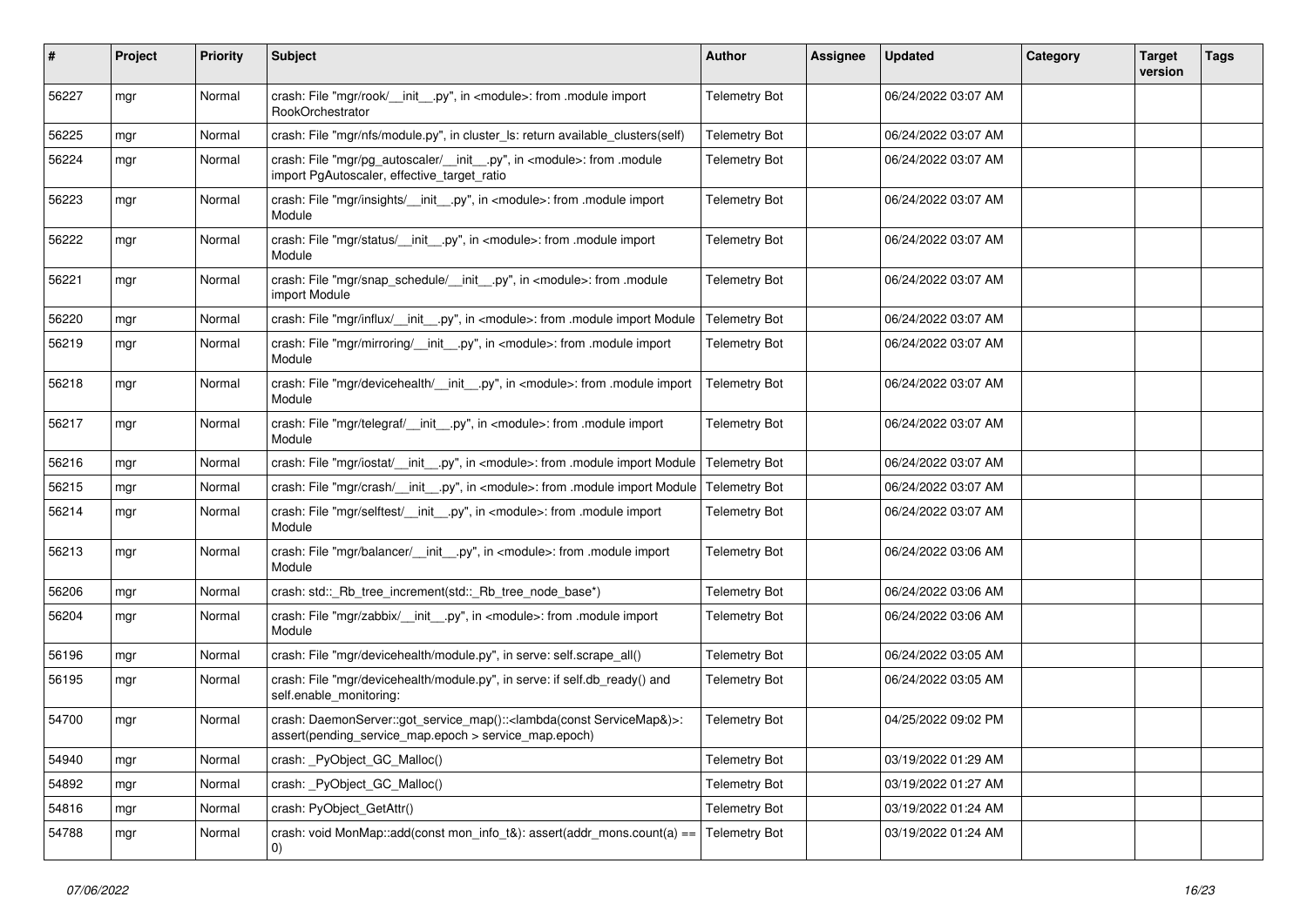| # | Project | Priority | Subject | Author | Assignee | Updated | Category | Target version | Tags |
|---|---|---|---|---|---|---|---|---|---|
| 56227 | mgr | Normal | crash: File "mgr/rook/__init__.py", in <module>: from .module import RookOrchestrator | Telemetry Bot | | 06/24/2022 03:07 AM | | | |
| 56225 | mgr | Normal | crash: File "mgr/nfs/module.py", in cluster_ls: return available_clusters(self) | Telemetry Bot | | 06/24/2022 03:07 AM | | | |
| 56224 | mgr | Normal | crash: File "mgr/pg_autoscaler/__init__.py", in <module>: from .module import PgAutoscaler, effective_target_ratio | Telemetry Bot | | 06/24/2022 03:07 AM | | | |
| 56223 | mgr | Normal | crash: File "mgr/insights/__init__.py", in <module>: from .module import Module | Telemetry Bot | | 06/24/2022 03:07 AM | | | |
| 56222 | mgr | Normal | crash: File "mgr/status/__init__.py", in <module>: from .module import Module | Telemetry Bot | | 06/24/2022 03:07 AM | | | |
| 56221 | mgr | Normal | crash: File "mgr/snap_schedule/__init__.py", in <module>: from .module import Module | Telemetry Bot | | 06/24/2022 03:07 AM | | | |
| 56220 | mgr | Normal | crash: File "mgr/influx/__init__.py", in <module>: from .module import Module | Telemetry Bot | | 06/24/2022 03:07 AM | | | |
| 56219 | mgr | Normal | crash: File "mgr/mirroring/__init__.py", in <module>: from .module import Module | Telemetry Bot | | 06/24/2022 03:07 AM | | | |
| 56218 | mgr | Normal | crash: File "mgr/devicehealth/__init__.py", in <module>: from .module import Module | Telemetry Bot | | 06/24/2022 03:07 AM | | | |
| 56217 | mgr | Normal | crash: File "mgr/telegraf/__init__.py", in <module>: from .module import Module | Telemetry Bot | | 06/24/2022 03:07 AM | | | |
| 56216 | mgr | Normal | crash: File "mgr/iostat/__init__.py", in <module>: from .module import Module | Telemetry Bot | | 06/24/2022 03:07 AM | | | |
| 56215 | mgr | Normal | crash: File "mgr/crash/__init__.py", in <module>: from .module import Module | Telemetry Bot | | 06/24/2022 03:07 AM | | | |
| 56214 | mgr | Normal | crash: File "mgr/selftest/__init__.py", in <module>: from .module import Module | Telemetry Bot | | 06/24/2022 03:07 AM | | | |
| 56213 | mgr | Normal | crash: File "mgr/balancer/__init__.py", in <module>: from .module import Module | Telemetry Bot | | 06/24/2022 03:06 AM | | | |
| 56206 | mgr | Normal | crash: std::_Rb_tree_increment(std::_Rb_tree_node_base*) | Telemetry Bot | | 06/24/2022 03:06 AM | | | |
| 56204 | mgr | Normal | crash: File "mgr/zabbix/__init__.py", in <module>: from .module import Module | Telemetry Bot | | 06/24/2022 03:06 AM | | | |
| 56196 | mgr | Normal | crash: File "mgr/devicehealth/module.py", in serve: self.scrape_all() | Telemetry Bot | | 06/24/2022 03:05 AM | | | |
| 56195 | mgr | Normal | crash: File "mgr/devicehealth/module.py", in serve: if self.db_ready() and self.enable_monitoring: | Telemetry Bot | | 06/24/2022 03:05 AM | | | |
| 54700 | mgr | Normal | crash: DaemonServer::got_service_map()::<lambda(const ServiceMap&)>: assert(pending_service_map.epoch > service_map.epoch) | Telemetry Bot | | 04/25/2022 09:02 PM | | | |
| 54940 | mgr | Normal | crash: _PyObject_GC_Malloc() | Telemetry Bot | | 03/19/2022 01:29 AM | | | |
| 54892 | mgr | Normal | crash: _PyObject_GC_Malloc() | Telemetry Bot | | 03/19/2022 01:27 AM | | | |
| 54816 | mgr | Normal | crash: PyObject_GetAttr() | Telemetry Bot | | 03/19/2022 01:24 AM | | | |
| 54788 | mgr | Normal | crash: void MonMap::add(const mon_info_t&): assert(addr_mons.count(a) == 0) | Telemetry Bot | | 03/19/2022 01:24 AM | | | |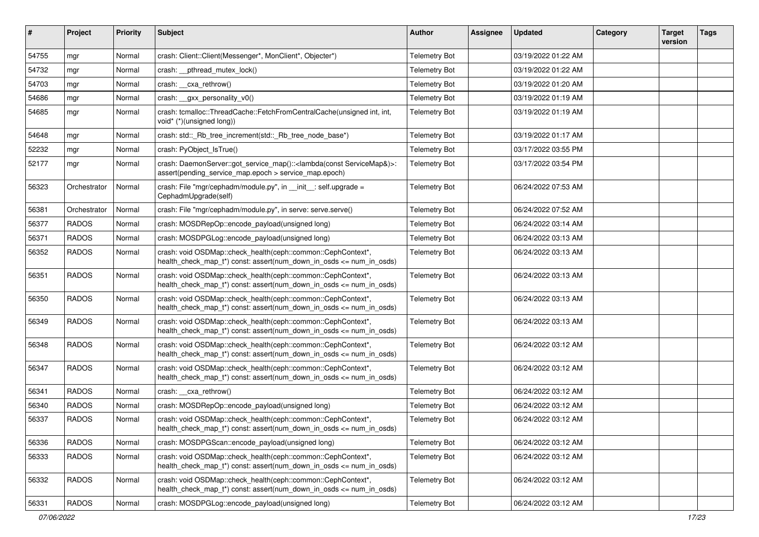| # | Project | Priority | Subject | Author | Assignee | Updated | Category | Target version | Tags |
|---|---|---|---|---|---|---|---|---|---|
| 54755 | mgr | Normal | crash: Client::Client(Messenger*, MonClient*, Objecter*) | Telemetry Bot | | 03/19/2022 01:22 AM | | | |
| 54732 | mgr | Normal | crash: __pthread_mutex_lock() | Telemetry Bot | | 03/19/2022 01:22 AM | | | |
| 54703 | mgr | Normal | crash: __cxa_rethrow() | Telemetry Bot | | 03/19/2022 01:20 AM | | | |
| 54686 | mgr | Normal | crash: __gxx_personality_v0() | Telemetry Bot | | 03/19/2022 01:19 AM | | | |
| 54685 | mgr | Normal | crash: tcmalloc::ThreadCache::FetchFromCentralCache(unsigned int, int, void* (*)(unsigned long)) | Telemetry Bot | | 03/19/2022 01:19 AM | | | |
| 54648 | mgr | Normal | crash: std::_Rb_tree_increment(std::_Rb_tree_node_base*) | Telemetry Bot | | 03/19/2022 01:17 AM | | | |
| 52232 | mgr | Normal | crash: PyObject_IsTrue() | Telemetry Bot | | 03/17/2022 03:55 PM | | | |
| 52177 | mgr | Normal | crash: DaemonServer::got_service_map()::<lambda(const ServiceMap&)>: assert(pending_service_map.epoch > service_map.epoch) | Telemetry Bot | | 03/17/2022 03:54 PM | | | |
| 56323 | Orchestrator | Normal | crash: File "mgr/cephadm/module.py", in __init__: self.upgrade = CephadmUpgrade(self) | Telemetry Bot | | 06/24/2022 07:53 AM | | | |
| 56381 | Orchestrator | Normal | crash: File "mgr/cephadm/module.py", in serve: serve.serve() | Telemetry Bot | | 06/24/2022 07:52 AM | | | |
| 56377 | RADOS | Normal | crash: MOSDRepOp::encode_payload(unsigned long) | Telemetry Bot | | 06/24/2022 03:14 AM | | | |
| 56371 | RADOS | Normal | crash: MOSDPGLog::encode_payload(unsigned long) | Telemetry Bot | | 06/24/2022 03:13 AM | | | |
| 56352 | RADOS | Normal | crash: void OSDMap::check_health(ceph::common::CephContext*, health_check_map_t*) const: assert(num_down_in_osds <= num_in_osds) | Telemetry Bot | | 06/24/2022 03:13 AM | | | |
| 56351 | RADOS | Normal | crash: void OSDMap::check_health(ceph::common::CephContext*, health_check_map_t*) const: assert(num_down_in_osds <= num_in_osds) | Telemetry Bot | | 06/24/2022 03:13 AM | | | |
| 56350 | RADOS | Normal | crash: void OSDMap::check_health(ceph::common::CephContext*, health_check_map_t*) const: assert(num_down_in_osds <= num_in_osds) | Telemetry Bot | | 06/24/2022 03:13 AM | | | |
| 56349 | RADOS | Normal | crash: void OSDMap::check_health(ceph::common::CephContext*, health_check_map_t*) const: assert(num_down_in_osds <= num_in_osds) | Telemetry Bot | | 06/24/2022 03:13 AM | | | |
| 56348 | RADOS | Normal | crash: void OSDMap::check_health(ceph::common::CephContext*, health_check_map_t*) const: assert(num_down_in_osds <= num_in_osds) | Telemetry Bot | | 06/24/2022 03:12 AM | | | |
| 56347 | RADOS | Normal | crash: void OSDMap::check_health(ceph::common::CephContext*, health_check_map_t*) const: assert(num_down_in_osds <= num_in_osds) | Telemetry Bot | | 06/24/2022 03:12 AM | | | |
| 56341 | RADOS | Normal | crash: __cxa_rethrow() | Telemetry Bot | | 06/24/2022 03:12 AM | | | |
| 56340 | RADOS | Normal | crash: MOSDRepOp::encode_payload(unsigned long) | Telemetry Bot | | 06/24/2022 03:12 AM | | | |
| 56337 | RADOS | Normal | crash: void OSDMap::check_health(ceph::common::CephContext*, health_check_map_t*) const: assert(num_down_in_osds <= num_in_osds) | Telemetry Bot | | 06/24/2022 03:12 AM | | | |
| 56336 | RADOS | Normal | crash: MOSDPGScan::encode_payload(unsigned long) | Telemetry Bot | | 06/24/2022 03:12 AM | | | |
| 56333 | RADOS | Normal | crash: void OSDMap::check_health(ceph::common::CephContext*, health_check_map_t*) const: assert(num_down_in_osds <= num_in_osds) | Telemetry Bot | | 06/24/2022 03:12 AM | | | |
| 56332 | RADOS | Normal | crash: void OSDMap::check_health(ceph::common::CephContext*, health_check_map_t*) const: assert(num_down_in_osds <= num_in_osds) | Telemetry Bot | | 06/24/2022 03:12 AM | | | |
| 56331 | RADOS | Normal | crash: MOSDPGLog::encode_payload(unsigned long) | Telemetry Bot | | 06/24/2022 03:12 AM | | | |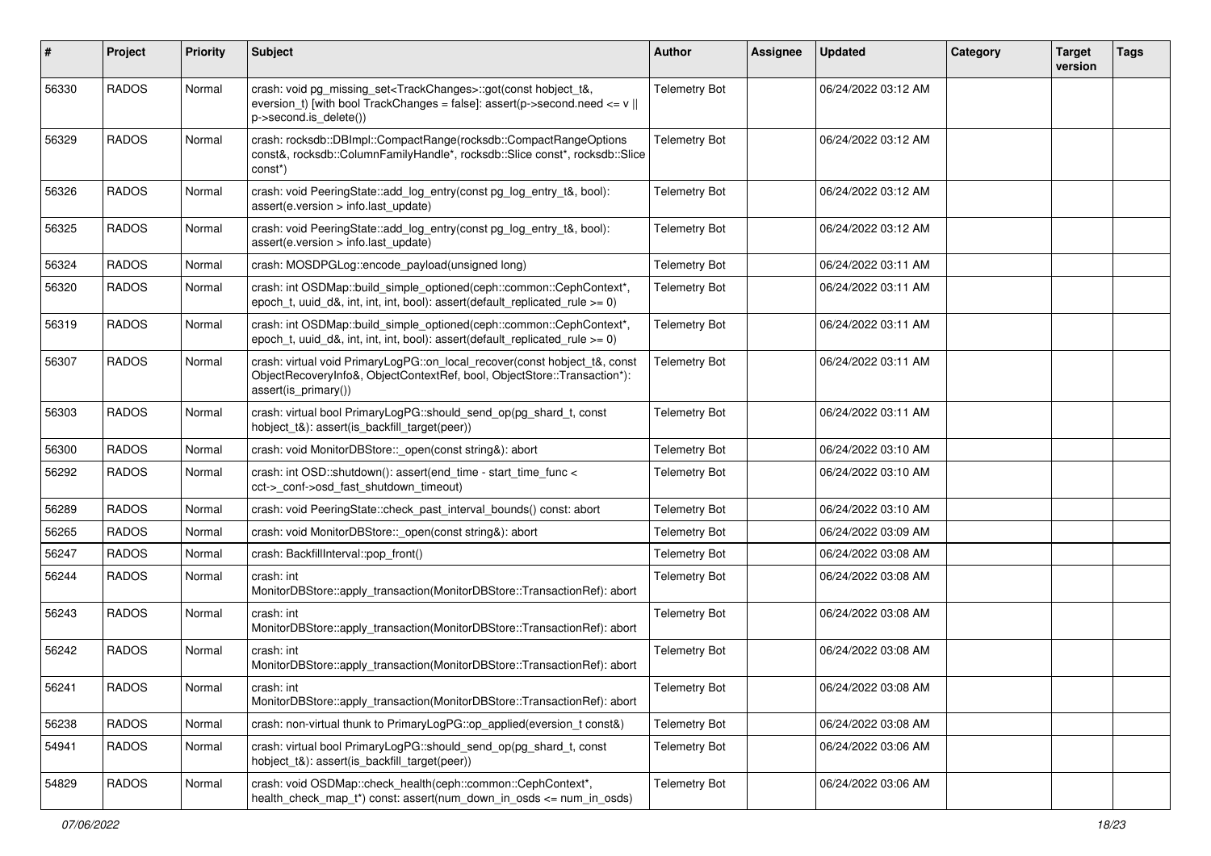| # | Project | Priority | Subject | Author | Assignee | Updated | Category | Target version | Tags |
|---|---|---|---|---|---|---|---|---|---|
| 56330 | RADOS | Normal | crash: void pg_missing_set<TrackChanges>::got(const hobject_t&, eversion_t) [with bool TrackChanges = false]: assert(p->second.need <= v \|\| p->second.is_delete()) | Telemetry Bot | | 06/24/2022 03:12 AM | | | |
| 56329 | RADOS | Normal | crash: rocksdb::DBImpl::CompactRange(rocksdb::CompactRangeOptions const&, rocksdb::ColumnFamilyHandle*, rocksdb::Slice const*, rocksdb::Slice const*) | Telemetry Bot | | 06/24/2022 03:12 AM | | | |
| 56326 | RADOS | Normal | crash: void PeeringState::add_log_entry(const pg_log_entry_t&, bool): assert(e.version > info.last_update) | Telemetry Bot | | 06/24/2022 03:12 AM | | | |
| 56325 | RADOS | Normal | crash: void PeeringState::add_log_entry(const pg_log_entry_t&, bool): assert(e.version > info.last_update) | Telemetry Bot | | 06/24/2022 03:12 AM | | | |
| 56324 | RADOS | Normal | crash: MOSDPGLog::encode_payload(unsigned long) | Telemetry Bot | | 06/24/2022 03:11 AM | | | |
| 56320 | RADOS | Normal | crash: int OSDMap::build_simple_optioned(ceph::common::CephContext*, epoch_t, uuid_d&, int, int, int, bool): assert(default_replicated_rule >= 0) | Telemetry Bot | | 06/24/2022 03:11 AM | | | |
| 56319 | RADOS | Normal | crash: int OSDMap::build_simple_optioned(ceph::common::CephContext*, epoch_t, uuid_d&, int, int, int, bool): assert(default_replicated_rule >= 0) | Telemetry Bot | | 06/24/2022 03:11 AM | | | |
| 56307 | RADOS | Normal | crash: virtual void PrimaryLogPG::on_local_recover(const hobject_t&, const ObjectRecoveryInfo&, ObjectContextRef, bool, ObjectStore::Transaction*): assert(is_primary()) | Telemetry Bot | | 06/24/2022 03:11 AM | | | |
| 56303 | RADOS | Normal | crash: virtual bool PrimaryLogPG::should_send_op(pg_shard_t, const hobject_t&): assert(is_backfill_target(peer)) | Telemetry Bot | | 06/24/2022 03:11 AM | | | |
| 56300 | RADOS | Normal | crash: void MonitorDBStore::_open(const string&): abort | Telemetry Bot | | 06/24/2022 03:10 AM | | | |
| 56292 | RADOS | Normal | crash: int OSD::shutdown(): assert(end_time - start_time_func < cct->_conf->osd_fast_shutdown_timeout) | Telemetry Bot | | 06/24/2022 03:10 AM | | | |
| 56289 | RADOS | Normal | crash: void PeeringState::check_past_interval_bounds() const: abort | Telemetry Bot | | 06/24/2022 03:10 AM | | | |
| 56265 | RADOS | Normal | crash: void MonitorDBStore::_open(const string&): abort | Telemetry Bot | | 06/24/2022 03:09 AM | | | |
| 56247 | RADOS | Normal | crash: BackfillInterval::pop_front() | Telemetry Bot | | 06/24/2022 03:08 AM | | | |
| 56244 | RADOS | Normal | crash: int MonitorDBStore::apply_transaction(MonitorDBStore::TransactionRef): abort | Telemetry Bot | | 06/24/2022 03:08 AM | | | |
| 56243 | RADOS | Normal | crash: int MonitorDBStore::apply_transaction(MonitorDBStore::TransactionRef): abort | Telemetry Bot | | 06/24/2022 03:08 AM | | | |
| 56242 | RADOS | Normal | crash: int MonitorDBStore::apply_transaction(MonitorDBStore::TransactionRef): abort | Telemetry Bot | | 06/24/2022 03:08 AM | | | |
| 56241 | RADOS | Normal | crash: int MonitorDBStore::apply_transaction(MonitorDBStore::TransactionRef): abort | Telemetry Bot | | 06/24/2022 03:08 AM | | | |
| 56238 | RADOS | Normal | crash: non-virtual thunk to PrimaryLogPG::op_applied(eversion_t const&) | Telemetry Bot | | 06/24/2022 03:08 AM | | | |
| 54941 | RADOS | Normal | crash: virtual bool PrimaryLogPG::should_send_op(pg_shard_t, const hobject_t&): assert(is_backfill_target(peer)) | Telemetry Bot | | 06/24/2022 03:06 AM | | | |
| 54829 | RADOS | Normal | crash: void OSDMap::check_health(ceph::common::CephContext*, health_check_map_t*) const: assert(num_down_in_osds <= num_in_osds) | Telemetry Bot | | 06/24/2022 03:06 AM | | | |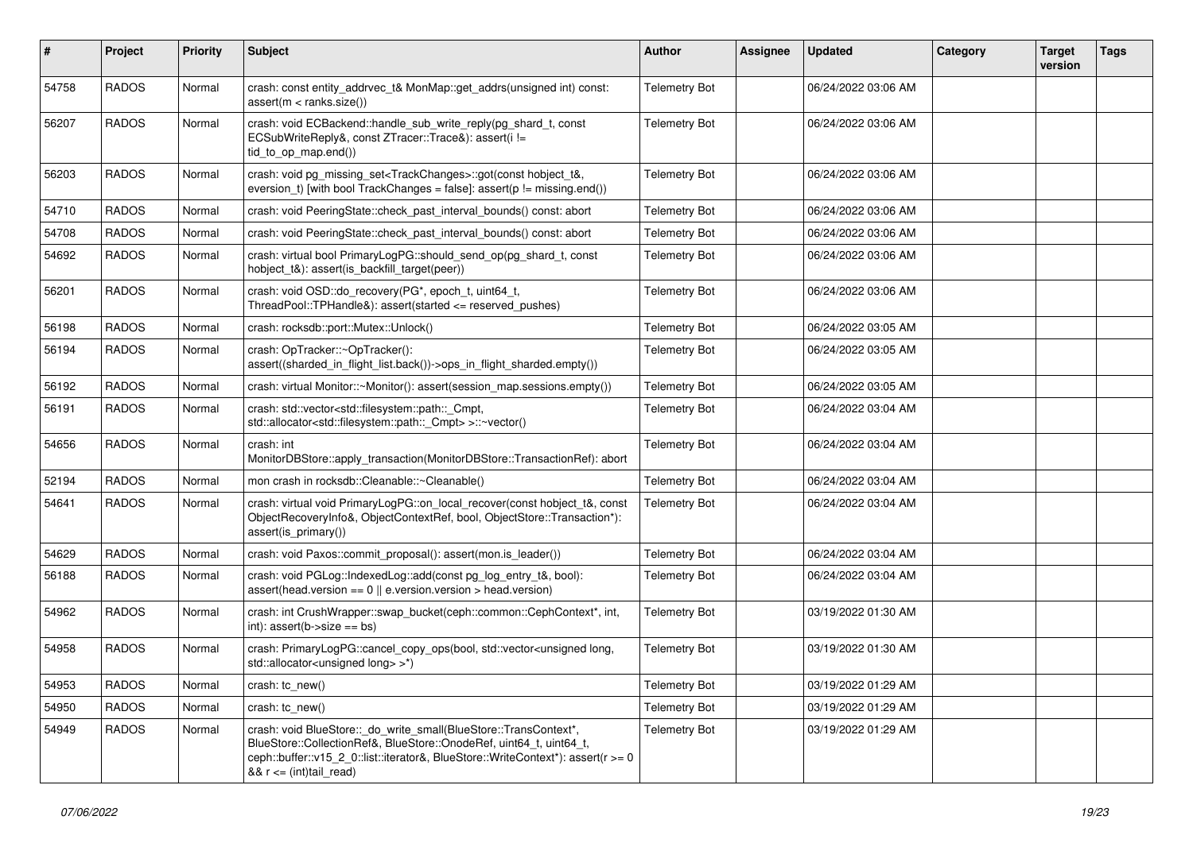| # | Project | Priority | Subject | Author | Assignee | Updated | Category | Target version | Tags |
|---|---|---|---|---|---|---|---|---|---|
| 54758 | RADOS | Normal | crash: const entity_addrvec_t& MonMap::get_addrs(unsigned int) const: assert(m < ranks.size()) | Telemetry Bot | | 06/24/2022 03:06 AM | | | |
| 56207 | RADOS | Normal | crash: void ECBackend::handle_sub_write_reply(pg_shard_t, const ECSubWriteReply&, const ZTracer::Trace&): assert(i != tid_to_op_map.end()) | Telemetry Bot | | 06/24/2022 03:06 AM | | | |
| 56203 | RADOS | Normal | crash: void pg_missing_set<TrackChanges>::got(const hobject_t&, eversion_t) [with bool TrackChanges = false]: assert(p != missing.end()) | Telemetry Bot | | 06/24/2022 03:06 AM | | | |
| 54710 | RADOS | Normal | crash: void PeeringState::check_past_interval_bounds() const: abort | Telemetry Bot | | 06/24/2022 03:06 AM | | | |
| 54708 | RADOS | Normal | crash: void PeeringState::check_past_interval_bounds() const: abort | Telemetry Bot | | 06/24/2022 03:06 AM | | | |
| 54692 | RADOS | Normal | crash: virtual bool PrimaryLogPG::should_send_op(pg_shard_t, const hobject_t&): assert(is_backfill_target(peer)) | Telemetry Bot | | 06/24/2022 03:06 AM | | | |
| 56201 | RADOS | Normal | crash: void OSD::do_recovery(PG*, epoch_t, uint64_t, ThreadPool::TPHandle&): assert(started <= reserved_pushes) | Telemetry Bot | | 06/24/2022 03:06 AM | | | |
| 56198 | RADOS | Normal | crash: rocksdb::port::Mutex::Unlock() | Telemetry Bot | | 06/24/2022 03:05 AM | | | |
| 56194 | RADOS | Normal | crash: OpTracker::~OpTracker(): assert((sharded_in_flight_list.back())->ops_in_flight_sharded.empty()) | Telemetry Bot | | 06/24/2022 03:05 AM | | | |
| 56192 | RADOS | Normal | crash: virtual Monitor::~Monitor(): assert(session_map.sessions.empty()) | Telemetry Bot | | 06/24/2022 03:05 AM | | | |
| 56191 | RADOS | Normal | crash: std::vector<std::filesystem::path::_Cmpt, std::allocator<std::filesystem::path::_Cmpt> >::~vector() | Telemetry Bot | | 06/24/2022 03:04 AM | | | |
| 54656 | RADOS | Normal | crash: int MonitorDBStore::apply_transaction(MonitorDBStore::TransactionRef): abort | Telemetry Bot | | 06/24/2022 03:04 AM | | | |
| 52194 | RADOS | Normal | mon crash in rocksdb::Cleanable::~Cleanable() | Telemetry Bot | | 06/24/2022 03:04 AM | | | |
| 54641 | RADOS | Normal | crash: virtual void PrimaryLogPG::on_local_recover(const hobject_t&, const ObjectRecoveryInfo&, ObjectContextRef, bool, ObjectStore::Transaction*): assert(is_primary()) | Telemetry Bot | | 06/24/2022 03:04 AM | | | |
| 54629 | RADOS | Normal | crash: void Paxos::commit_proposal(): assert(mon.is_leader()) | Telemetry Bot | | 06/24/2022 03:04 AM | | | |
| 56188 | RADOS | Normal | crash: void PGLog::IndexedLog::add(const pg_log_entry_t&, bool): assert(head.version == 0 \|\| e.version.version > head.version) | Telemetry Bot | | 06/24/2022 03:04 AM | | | |
| 54962 | RADOS | Normal | crash: int CrushWrapper::swap_bucket(ceph::common::CephContext*, int, int): assert(b->size == bs) | Telemetry Bot | | 03/19/2022 01:30 AM | | | |
| 54958 | RADOS | Normal | crash: PrimaryLogPG::cancel_copy_ops(bool, std::vector<unsigned long, std::allocator<unsigned long> >*) | Telemetry Bot | | 03/19/2022 01:30 AM | | | |
| 54953 | RADOS | Normal | crash: tc_new() | Telemetry Bot | | 03/19/2022 01:29 AM | | | |
| 54950 | RADOS | Normal | crash: tc_new() | Telemetry Bot | | 03/19/2022 01:29 AM | | | |
| 54949 | RADOS | Normal | crash: void BlueStore::_do_write_small(BlueStore::TransContext*, BlueStore::CollectionRef&, BlueStore::OnodeRef, uint64_t, uint64_t, ceph::buffer::v15_2_0::list::iterator&, BlueStore::WriteContext*): assert(r >= 0 && r <= (int)tail_read) | Telemetry Bot | | 03/19/2022 01:29 AM | | | |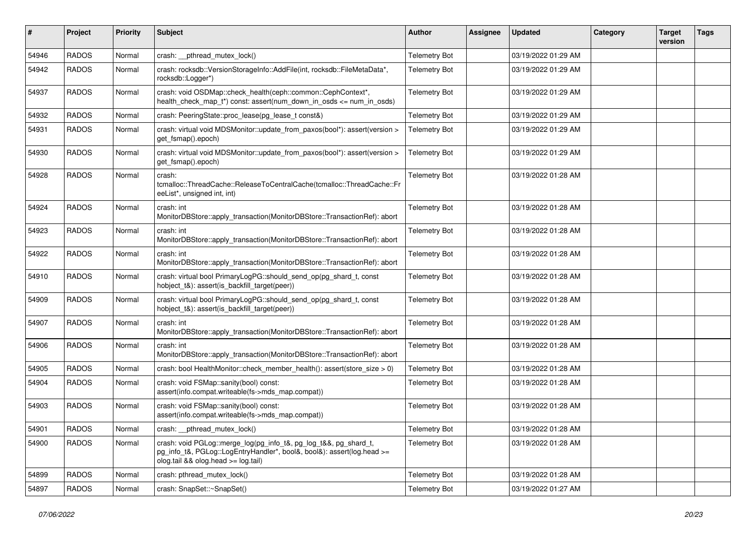| # | Project | Priority | Subject | Author | Assignee | Updated | Category | Target version | Tags |
|---|---|---|---|---|---|---|---|---|---|
| 54946 | RADOS | Normal | crash: __pthread_mutex_lock() | Telemetry Bot | | 03/19/2022 01:29 AM | | | |
| 54942 | RADOS | Normal | crash: rocksdb::VersionStorageInfo::AddFile(int, rocksdb::FileMetaData*, rocksdb::Logger*) | Telemetry Bot | | 03/19/2022 01:29 AM | | | |
| 54937 | RADOS | Normal | crash: void OSDMap::check_health(ceph::common::CephContext*, health_check_map_t*) const: assert(num_down_in_osds <= num_in_osds) | Telemetry Bot | | 03/19/2022 01:29 AM | | | |
| 54932 | RADOS | Normal | crash: PeeringState::proc_lease(pg_lease_t const&) | Telemetry Bot | | 03/19/2022 01:29 AM | | | |
| 54931 | RADOS | Normal | crash: virtual void MDSMonitor::update_from_paxos(bool*): assert(version > get_fsmap().epoch) | Telemetry Bot | | 03/19/2022 01:29 AM | | | |
| 54930 | RADOS | Normal | crash: virtual void MDSMonitor::update_from_paxos(bool*): assert(version > get_fsmap().epoch) | Telemetry Bot | | 03/19/2022 01:29 AM | | | |
| 54928 | RADOS | Normal | crash: tcmalloc::ThreadCache::ReleaseToCentralCache(tcmalloc::ThreadCache::FreeList*, unsigned int, int) | Telemetry Bot | | 03/19/2022 01:28 AM | | | |
| 54924 | RADOS | Normal | crash: int MonitorDBStore::apply_transaction(MonitorDBStore::TransactionRef): abort | Telemetry Bot | | 03/19/2022 01:28 AM | | | |
| 54923 | RADOS | Normal | crash: int MonitorDBStore::apply_transaction(MonitorDBStore::TransactionRef): abort | Telemetry Bot | | 03/19/2022 01:28 AM | | | |
| 54922 | RADOS | Normal | crash: int MonitorDBStore::apply_transaction(MonitorDBStore::TransactionRef): abort | Telemetry Bot | | 03/19/2022 01:28 AM | | | |
| 54910 | RADOS | Normal | crash: virtual bool PrimaryLogPG::should_send_op(pg_shard_t, const hobject_t&): assert(is_backfill_target(peer)) | Telemetry Bot | | 03/19/2022 01:28 AM | | | |
| 54909 | RADOS | Normal | crash: virtual bool PrimaryLogPG::should_send_op(pg_shard_t, const hobject_t&): assert(is_backfill_target(peer)) | Telemetry Bot | | 03/19/2022 01:28 AM | | | |
| 54907 | RADOS | Normal | crash: int MonitorDBStore::apply_transaction(MonitorDBStore::TransactionRef): abort | Telemetry Bot | | 03/19/2022 01:28 AM | | | |
| 54906 | RADOS | Normal | crash: int MonitorDBStore::apply_transaction(MonitorDBStore::TransactionRef): abort | Telemetry Bot | | 03/19/2022 01:28 AM | | | |
| 54905 | RADOS | Normal | crash: bool HealthMonitor::check_member_health(): assert(store_size > 0) | Telemetry Bot | | 03/19/2022 01:28 AM | | | |
| 54904 | RADOS | Normal | crash: void FSMap::sanity(bool) const: assert(info.compat.writeable(fs->mds_map.compat)) | Telemetry Bot | | 03/19/2022 01:28 AM | | | |
| 54903 | RADOS | Normal | crash: void FSMap::sanity(bool) const: assert(info.compat.writeable(fs->mds_map.compat)) | Telemetry Bot | | 03/19/2022 01:28 AM | | | |
| 54901 | RADOS | Normal | crash: __pthread_mutex_lock() | Telemetry Bot | | 03/19/2022 01:28 AM | | | |
| 54900 | RADOS | Normal | crash: void PGLog::merge_log(pg_info_t&, pg_log_t&&, pg_shard_t, pg_info_t&, PGLog::LogEntryHandler*, bool&, bool&): assert(log.head >= olog.tail && olog.head >= log.tail) | Telemetry Bot | | 03/19/2022 01:28 AM | | | |
| 54899 | RADOS | Normal | crash: pthread_mutex_lock() | Telemetry Bot | | 03/19/2022 01:28 AM | | | |
| 54897 | RADOS | Normal | crash: SnapSet::~SnapSet() | Telemetry Bot | | 03/19/2022 01:27 AM | | | |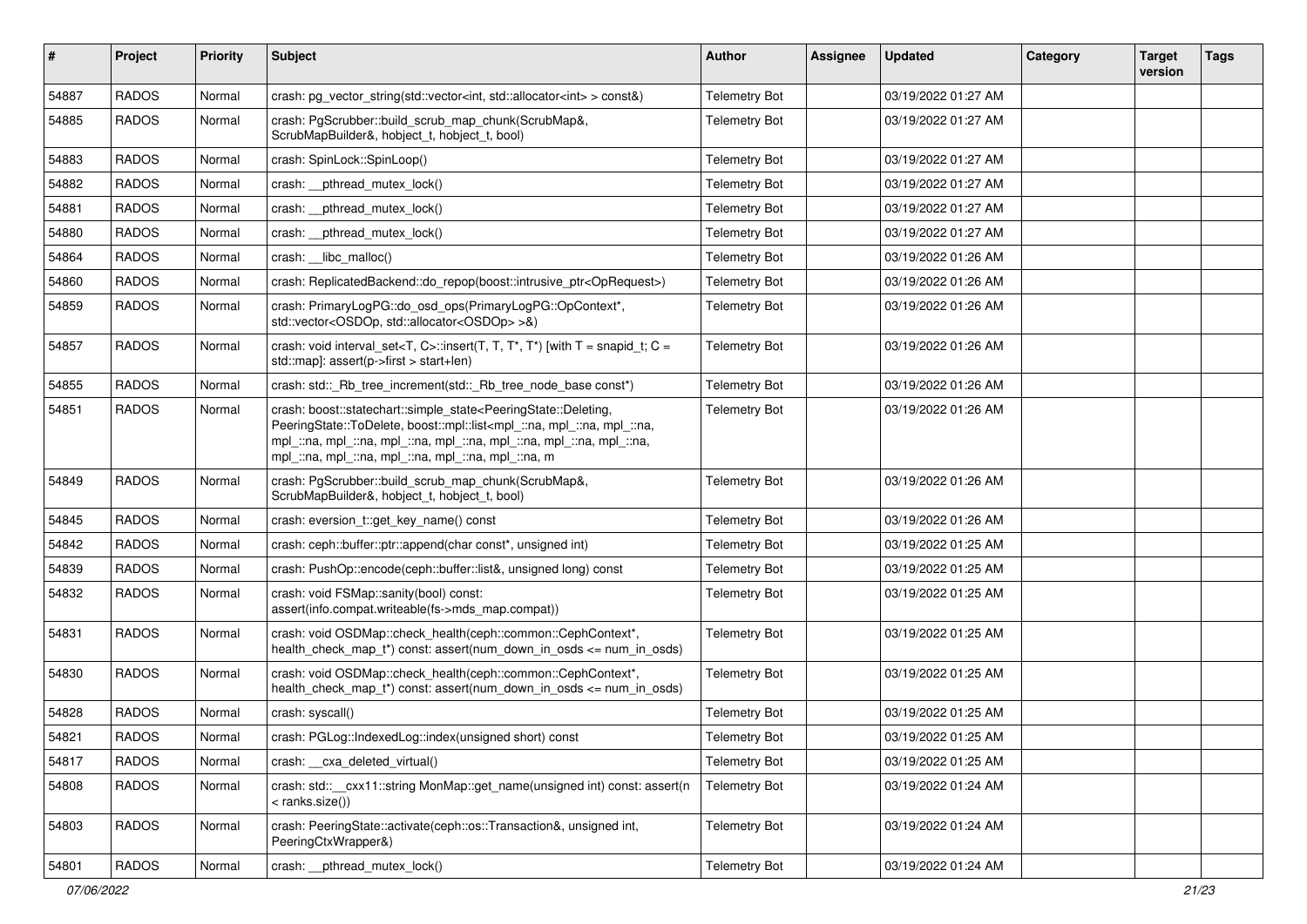| # | Project | Priority | Subject | Author | Assignee | Updated | Category | Target version | Tags |
|---|---|---|---|---|---|---|---|---|---|
| 54887 | RADOS | Normal | crash: pg_vector_string(std::vector<int, std::allocator<int> > const&) | Telemetry Bot | | 03/19/2022 01:27 AM | | | |
| 54885 | RADOS | Normal | crash: PgScrubber::build_scrub_map_chunk(ScrubMap&, ScrubMapBuilder&, hobject_t, hobject_t, bool) | Telemetry Bot | | 03/19/2022 01:27 AM | | | |
| 54883 | RADOS | Normal | crash: SpinLock::SpinLoop() | Telemetry Bot | | 03/19/2022 01:27 AM | | | |
| 54882 | RADOS | Normal | crash: __pthread_mutex_lock() | Telemetry Bot | | 03/19/2022 01:27 AM | | | |
| 54881 | RADOS | Normal | crash: __pthread_mutex_lock() | Telemetry Bot | | 03/19/2022 01:27 AM | | | |
| 54880 | RADOS | Normal | crash: __pthread_mutex_lock() | Telemetry Bot | | 03/19/2022 01:27 AM | | | |
| 54864 | RADOS | Normal | crash: __libc_malloc() | Telemetry Bot | | 03/19/2022 01:26 AM | | | |
| 54860 | RADOS | Normal | crash: ReplicatedBackend::do_repop(boost::intrusive_ptr<OpRequest>) | Telemetry Bot | | 03/19/2022 01:26 AM | | | |
| 54859 | RADOS | Normal | crash: PrimaryLogPG::do_osd_ops(PrimaryLogPG::OpContext*, std::vector<OSDOp, std::allocator<OSDOp> >&) | Telemetry Bot | | 03/19/2022 01:26 AM | | | |
| 54857 | RADOS | Normal | crash: void interval_set<T, C>::insert(T, T, T*, T*) [with T = snapid_t; C = std::map]: assert(p->first > start+len) | Telemetry Bot | | 03/19/2022 01:26 AM | | | |
| 54855 | RADOS | Normal | crash: std::_Rb_tree_increment(std::_Rb_tree_node_base const*) | Telemetry Bot | | 03/19/2022 01:26 AM | | | |
| 54851 | RADOS | Normal | crash: boost::statechart::simple_state<PeeringState::Deleting, PeeringState::ToDelete, boost::mpl::list<mpl_::na, mpl_::na, mpl_::na, mpl_::na, mpl_::na, mpl_::na, mpl_::na, mpl_::na, mpl_::na, mpl_::na, mpl_::na, mpl_::na, mpl_::na, mpl_::na, m | Telemetry Bot | | 03/19/2022 01:26 AM | | | |
| 54849 | RADOS | Normal | crash: PgScrubber::build_scrub_map_chunk(ScrubMap&, ScrubMapBuilder&, hobject_t, hobject_t, bool) | Telemetry Bot | | 03/19/2022 01:26 AM | | | |
| 54845 | RADOS | Normal | crash: eversion_t::get_key_name() const | Telemetry Bot | | 03/19/2022 01:26 AM | | | |
| 54842 | RADOS | Normal | crash: ceph::buffer::ptr::append(char const*, unsigned int) | Telemetry Bot | | 03/19/2022 01:25 AM | | | |
| 54839 | RADOS | Normal | crash: PushOp::encode(ceph::buffer::list&, unsigned long) const | Telemetry Bot | | 03/19/2022 01:25 AM | | | |
| 54832 | RADOS | Normal | crash: void FSMap::sanity(bool) const: assert(info.compat.writeable(fs->mds_map.compat)) | Telemetry Bot | | 03/19/2022 01:25 AM | | | |
| 54831 | RADOS | Normal | crash: void OSDMap::check_health(ceph::common::CephContext*, health_check_map_t*) const: assert(num_down_in_osds <= num_in_osds) | Telemetry Bot | | 03/19/2022 01:25 AM | | | |
| 54830 | RADOS | Normal | crash: void OSDMap::check_health(ceph::common::CephContext*, health_check_map_t*) const: assert(num_down_in_osds <= num_in_osds) | Telemetry Bot | | 03/19/2022 01:25 AM | | | |
| 54828 | RADOS | Normal | crash: syscall() | Telemetry Bot | | 03/19/2022 01:25 AM | | | |
| 54821 | RADOS | Normal | crash: PGLog::IndexedLog::index(unsigned short) const | Telemetry Bot | | 03/19/2022 01:25 AM | | | |
| 54817 | RADOS | Normal | crash: __cxa_deleted_virtual() | Telemetry Bot | | 03/19/2022 01:25 AM | | | |
| 54808 | RADOS | Normal | crash: std::__cxx11::string MonMap::get_name(unsigned int) const: assert(n < ranks.size()) | Telemetry Bot | | 03/19/2022 01:24 AM | | | |
| 54803 | RADOS | Normal | crash: PeeringState::activate(ceph::os::Transaction&, unsigned int, PeeringCtxWrapper&) | Telemetry Bot | | 03/19/2022 01:24 AM | | | |
| 54801 | RADOS | Normal | crash: __pthread_mutex_lock() | Telemetry Bot | | 03/19/2022 01:24 AM | | | |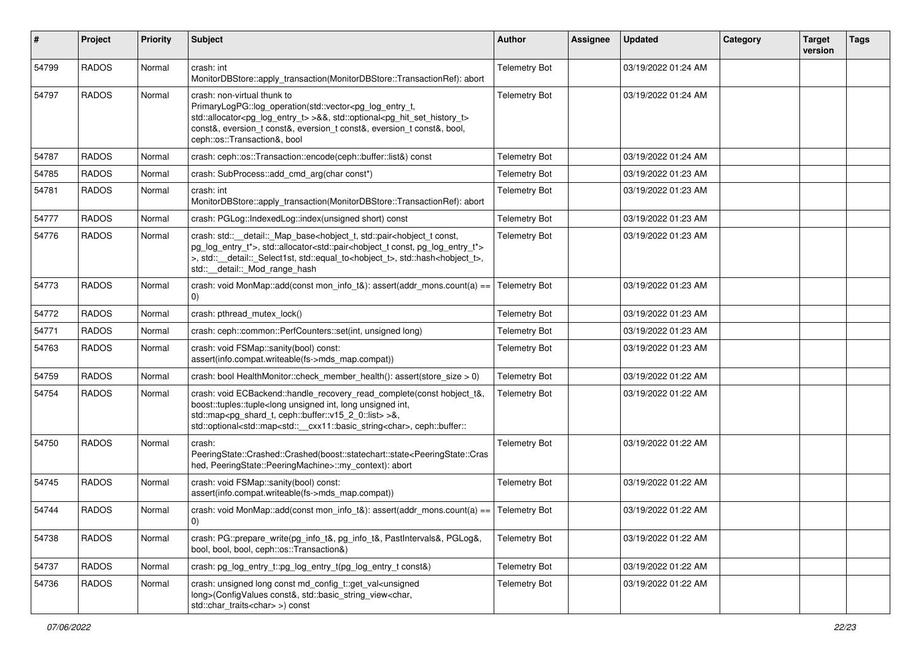| # | Project | Priority | Subject | Author | Assignee | Updated | Category | Target version | Tags |
|---|---|---|---|---|---|---|---|---|---|
| 54799 | RADOS | Normal | crash: int MonitorDBStore::apply_transaction(MonitorDBStore::TransactionRef): abort | Telemetry Bot | | 03/19/2022 01:24 AM | | | |
| 54797 | RADOS | Normal | crash: non-virtual thunk to PrimaryLogPG::log_operation(std::vector<pg_log_entry_t, std::allocator<pg_log_entry_t> >&&, std::optional<pg_hit_set_history_t> const&, eversion_t const&, eversion_t const&, eversion_t const&, bool, ceph::os::Transaction&, bool | Telemetry Bot | | 03/19/2022 01:24 AM | | | |
| 54787 | RADOS | Normal | crash: ceph::os::Transaction::encode(ceph::buffer::list&) const | Telemetry Bot | | 03/19/2022 01:24 AM | | | |
| 54785 | RADOS | Normal | crash: SubProcess::add_cmd_arg(char const*) | Telemetry Bot | | 03/19/2022 01:23 AM | | | |
| 54781 | RADOS | Normal | crash: int MonitorDBStore::apply_transaction(MonitorDBStore::TransactionRef): abort | Telemetry Bot | | 03/19/2022 01:23 AM | | | |
| 54777 | RADOS | Normal | crash: PGLog::IndexedLog::index(unsigned short) const | Telemetry Bot | | 03/19/2022 01:23 AM | | | |
| 54776 | RADOS | Normal | crash: std::__detail::_Map_base<hobject_t, std::pair<hobject_t const, pg_log_entry_t*>, std::allocator<std::pair<hobject_t const, pg_log_entry_t*> >, std::__detail::_Select1st, std::equal_to<hobject_t>, std::hash<hobject_t>, std::__detail::_Mod_range_hash | Telemetry Bot | | 03/19/2022 01:23 AM | | | |
| 54773 | RADOS | Normal | crash: void MonMap::add(const mon_info_t&): assert(addr_mons.count(a) == 0) | Telemetry Bot | | 03/19/2022 01:23 AM | | | |
| 54772 | RADOS | Normal | crash: pthread_mutex_lock() | Telemetry Bot | | 03/19/2022 01:23 AM | | | |
| 54771 | RADOS | Normal | crash: ceph::common::PerfCounters::set(int, unsigned long) | Telemetry Bot | | 03/19/2022 01:23 AM | | | |
| 54763 | RADOS | Normal | crash: void FSMap::sanity(bool) const: assert(info.compat.writeable(fs->mds_map.compat)) | Telemetry Bot | | 03/19/2022 01:23 AM | | | |
| 54759 | RADOS | Normal | crash: bool HealthMonitor::check_member_health(): assert(store_size > 0) | Telemetry Bot | | 03/19/2022 01:22 AM | | | |
| 54754 | RADOS | Normal | crash: void ECBackend::handle_recovery_read_complete(const hobject_t&, boost::tuples::tuple<long unsigned int, long unsigned int, std::map<pg_shard_t, ceph::buffer::v15_2_0::list> >&, std::optional<std::map<std::__cxx11::basic_string<char>, ceph::buffer:: | Telemetry Bot | | 03/19/2022 01:22 AM | | | |
| 54750 | RADOS | Normal | crash: PeeringState::Crashed::Crashed(boost::statechart::state<PeeringState::Crashed, PeeringState::PeeringMachine>::my_context): abort | Telemetry Bot | | 03/19/2022 01:22 AM | | | |
| 54745 | RADOS | Normal | crash: void FSMap::sanity(bool) const: assert(info.compat.writeable(fs->mds_map.compat)) | Telemetry Bot | | 03/19/2022 01:22 AM | | | |
| 54744 | RADOS | Normal | crash: void MonMap::add(const mon_info_t&): assert(addr_mons.count(a) == 0) | Telemetry Bot | | 03/19/2022 01:22 AM | | | |
| 54738 | RADOS | Normal | crash: PG::prepare_write(pg_info_t&, pg_info_t&, PastIntervals&, PGLog&, bool, bool, bool, ceph::os::Transaction&) | Telemetry Bot | | 03/19/2022 01:22 AM | | | |
| 54737 | RADOS | Normal | crash: pg_log_entry_t::pg_log_entry_t(pg_log_entry_t const&) | Telemetry Bot | | 03/19/2022 01:22 AM | | | |
| 54736 | RADOS | Normal | crash: unsigned long const md_config_t::get_val<unsigned long>(ConfigValues const&, std::basic_string_view<char, std::char_traits<char> >) const | Telemetry Bot | | 03/19/2022 01:22 AM | | | |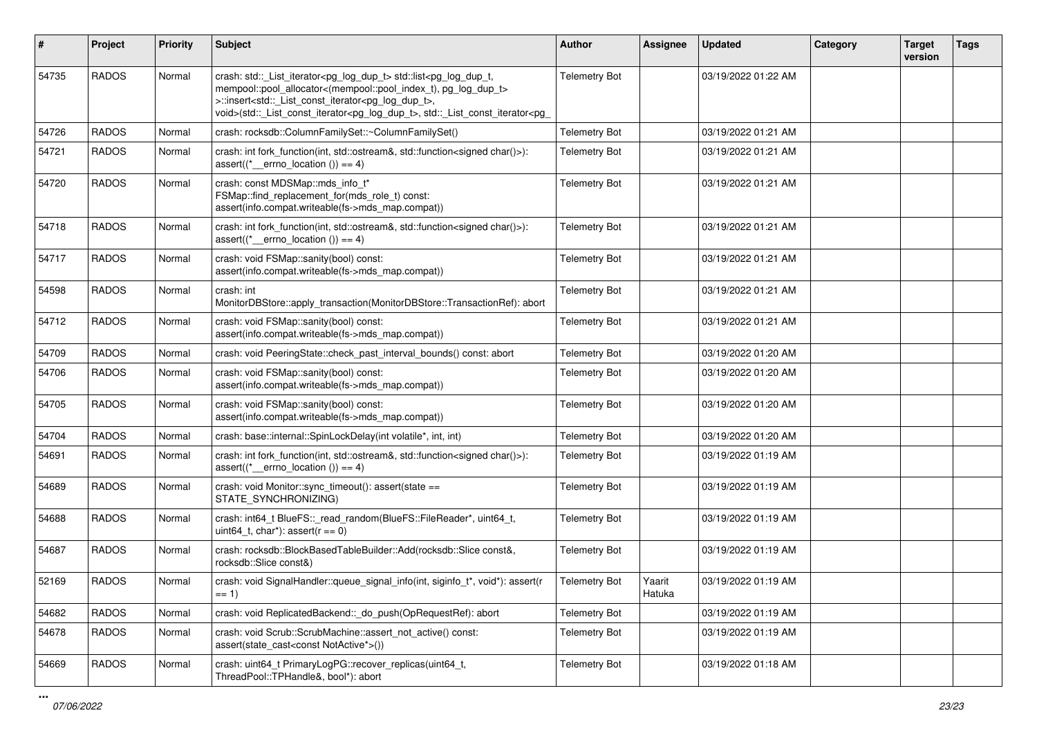| # | Project | Priority | Subject | Author | Assignee | Updated | Category | Target version | Tags |
| --- | --- | --- | --- | --- | --- | --- | --- | --- | --- |
| 54735 | RADOS | Normal | crash: std::_List_iterator<pg_log_dup_t> std::list<pg_log_dup_t, mempool::pool_allocator<(mempool::pool_index_t), pg_log_dup_t> >::insert<std::_List_const_iterator<pg_log_dup_t>, void>(std::_List_const_iterator<pg_log_dup_t>, std::_List_const_iterator<pg_ | Telemetry Bot | | 03/19/2022 01:22 AM | | | |
| 54726 | RADOS | Normal | crash: rocksdb::ColumnFamilySet::~ColumnFamilySet() | Telemetry Bot | | 03/19/2022 01:21 AM | | | |
| 54721 | RADOS | Normal | crash: int fork_function(int, std::ostream&, std::function<signed char()>): assert((*__errno_location ()) == 4) | Telemetry Bot | | 03/19/2022 01:21 AM | | | |
| 54720 | RADOS | Normal | crash: const MDSMap::mds_info_t* FSMap::find_replacement_for(mds_role_t) const: assert(info.compat.writeable(fs->mds_map.compat)) | Telemetry Bot | | 03/19/2022 01:21 AM | | | |
| 54718 | RADOS | Normal | crash: int fork_function(int, std::ostream&, std::function<signed char()>): assert((*__errno_location ()) == 4) | Telemetry Bot | | 03/19/2022 01:21 AM | | | |
| 54717 | RADOS | Normal | crash: void FSMap::sanity(bool) const: assert(info.compat.writeable(fs->mds_map.compat)) | Telemetry Bot | | 03/19/2022 01:21 AM | | | |
| 54598 | RADOS | Normal | crash: int MonitorDBStore::apply_transaction(MonitorDBStore::TransactionRef): abort | Telemetry Bot | | 03/19/2022 01:21 AM | | | |
| 54712 | RADOS | Normal | crash: void FSMap::sanity(bool) const: assert(info.compat.writeable(fs->mds_map.compat)) | Telemetry Bot | | 03/19/2022 01:21 AM | | | |
| 54709 | RADOS | Normal | crash: void PeeringState::check_past_interval_bounds() const: abort | Telemetry Bot | | 03/19/2022 01:20 AM | | | |
| 54706 | RADOS | Normal | crash: void FSMap::sanity(bool) const: assert(info.compat.writeable(fs->mds_map.compat)) | Telemetry Bot | | 03/19/2022 01:20 AM | | | |
| 54705 | RADOS | Normal | crash: void FSMap::sanity(bool) const: assert(info.compat.writeable(fs->mds_map.compat)) | Telemetry Bot | | 03/19/2022 01:20 AM | | | |
| 54704 | RADOS | Normal | crash: base::internal::SpinLockDelay(int volatile*, int, int) | Telemetry Bot | | 03/19/2022 01:20 AM | | | |
| 54691 | RADOS | Normal | crash: int fork_function(int, std::ostream&, std::function<signed char()>): assert((*__errno_location ()) == 4) | Telemetry Bot | | 03/19/2022 01:19 AM | | | |
| 54689 | RADOS | Normal | crash: void Monitor::sync_timeout(): assert(state == STATE_SYNCHRONIZING) | Telemetry Bot | | 03/19/2022 01:19 AM | | | |
| 54688 | RADOS | Normal | crash: int64_t BlueFS::_read_random(BlueFS::FileReader*, uint64_t, uint64_t, char*): assert(r == 0) | Telemetry Bot | | 03/19/2022 01:19 AM | | | |
| 54687 | RADOS | Normal | crash: rocksdb::BlockBasedTableBuilder::Add(rocksdb::Slice const&, rocksdb::Slice const&) | Telemetry Bot | | 03/19/2022 01:19 AM | | | |
| 52169 | RADOS | Normal | crash: void SignalHandler::queue_signal_info(int, siginfo_t*, void*): assert(r == 1) | Telemetry Bot | Yaarit Hatuka | 03/19/2022 01:19 AM | | | |
| 54682 | RADOS | Normal | crash: void ReplicatedBackend::_do_push(OpRequestRef): abort | Telemetry Bot | | 03/19/2022 01:19 AM | | | |
| 54678 | RADOS | Normal | crash: void Scrub::ScrubMachine::assert_not_active() const: assert(state_cast<const NotActive*>()) | Telemetry Bot | | 03/19/2022 01:19 AM | | | |
| 54669 | RADOS | Normal | crash: uint64_t PrimaryLogPG::recover_replicas(uint64_t, ThreadPool::TPHandle&, bool*): abort | Telemetry Bot | | 03/19/2022 01:18 AM | | | |

...